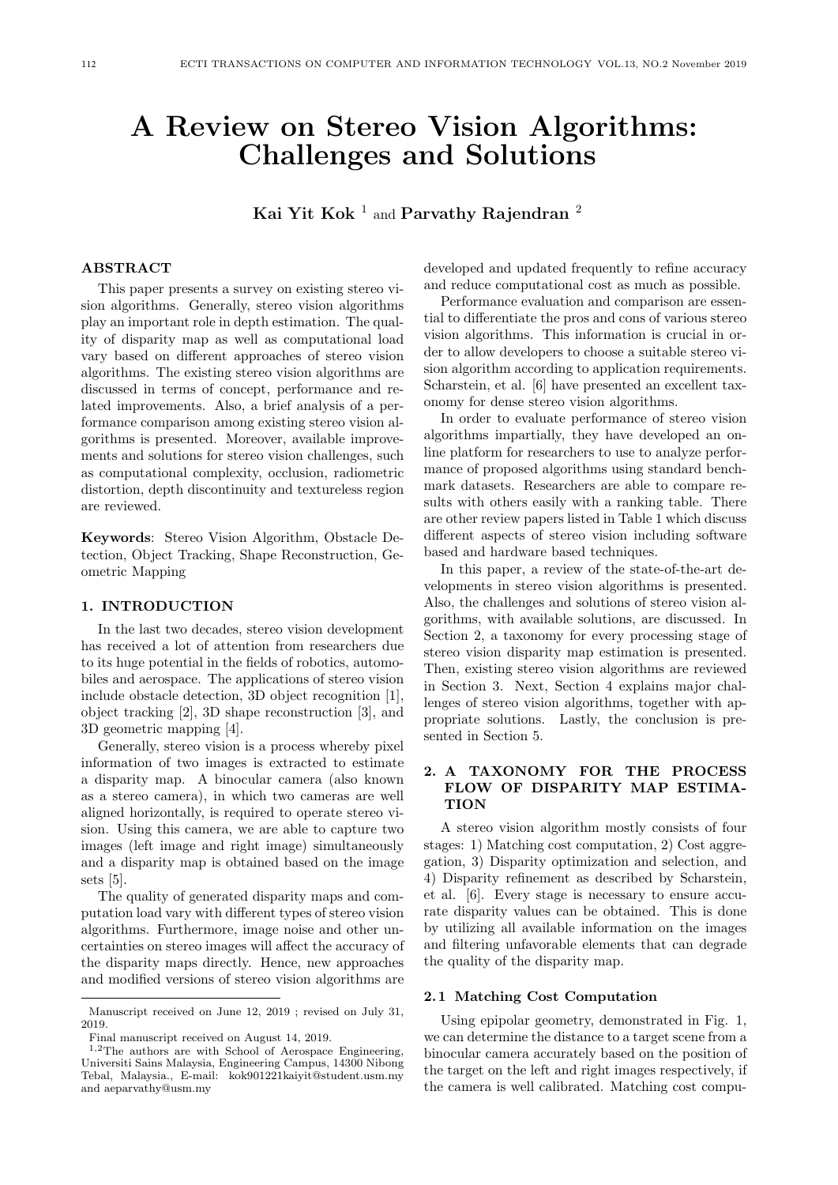# A Review on Stereo Vision Algorithms: Challenges and Solutions

**Kai Yit Kok** [1] and **Parvathy Rajendran** [2]

## ABSTRACT

This paper presents a survey on existing stereo vision algorithms. Generally, stereo vision algorithms play an important role in depth estimation. The quality of disparity map as well as computational load vary based on different approaches of stereo vision algorithms. The existing stereo vision algorithms are discussed in terms of concept, performance and related improvements. Also, a brief analysis of a performance comparison among existing stereo vision algorithms is presented. Moreover, available improvements and solutions for stereo vision challenges, such as computational complexity, occlusion, radiometric distortion, depth discontinuity and textureless region are reviewed.

**Keywords**: Stereo Vision Algorithm, Obstacle Detection, Object Tracking, Shape Reconstruction, Geometric Mapping

## 1. INTRODUCTION

In the last two decades, stereo vision development has received a lot of attention from researchers due to its huge potential in the fields of robotics, automobiles and aerospace. The applications of stereo vision include obstacle detection, 3D object recognition [1], object tracking [2], 3D shape reconstruction [3], and 3D geometric mapping [4].

Generally, stereo vision is a process whereby pixel information of two images is extracted to estimate a disparity map. A binocular camera (also known as a stereo camera), in which two cameras are well aligned horizontally, is required to operate stereo vision. Using this camera, we are able to capture two images (left image and right image) simultaneously and a disparity map is obtained based on the image sets [5].

The quality of generated disparity maps and computation load vary with different types of stereo vision algorithms. Furthermore, image noise and other uncertainties on stereo images will affect the accuracy of the disparity maps directly. Hence, new approaches and modified versions of stereo vision algorithms are developed and updated frequently to refine accuracy and reduce computational cost as much as possible.

Performance evaluation and comparison are essential to differentiate the pros and cons of various stereo vision algorithms. This information is crucial in order to allow developers to choose a suitable stereo vision algorithm according to application requirements. Scharstein, et al. [6] have presented an excellent taxonomy for dense stereo vision algorithms.

In order to evaluate performance of stereo vision algorithms impartially, they have developed an online platform for researchers to use to analyze performance of proposed algorithms using standard benchmark datasets. Researchers are able to compare results with others easily with a ranking table. There are other review papers listed in Table 1 which discuss different aspects of stereo vision including software based and hardware based techniques.

In this paper, a review of the state-of-the-art developments in stereo vision algorithms is presented. Also, the challenges and solutions of stereo vision algorithms, with available solutions, are discussed. In Section 2, a taxonomy for every processing stage of stereo vision disparity map estimation is presented. Then, existing stereo vision algorithms are reviewed in Section 3. Next, Section 4 explains major challenges of stereo vision algorithms, together with appropriate solutions. Lastly, the conclusion is presented in Section 5.

## 2. A TAXONOMY FOR THE PROCESS FLOW OF DISPARITY MAP ESTIMATION

A stereo vision algorithm mostly consists of four stages: 1) Matching cost computation, 2) Cost aggregation, 3) Disparity optimization and selection, and 4) Disparity refinement as described by Scharstein, et al. [6]. Every stage is necessary to ensure accurate disparity values can be obtained. This is done by utilizing all available information on the images and filtering unfavorable elements that can degrade the quality of the disparity map.

### 2.1 Matching Cost Computation

Using epipolar geometry, demonstrated in Fig. 1, we can determine the distance to a target scene from a binocular camera accurately based on the position of the target on the left and right images respectively, if the camera is well calibrated. Matching cost compu-

---

Manuscript received on June 12, 2019 ; revised on July 31, 2019.

Final manuscript received on August 14, 2019.

[1,2] The authors are with School of Aerospace Engineering, Universiti Sains Malaysia, Engineering Campus, 14300 Nibong Tebal, Malaysia., E-mail: kok901221kaiyit@student.usm.my and aeparvathy@usm.my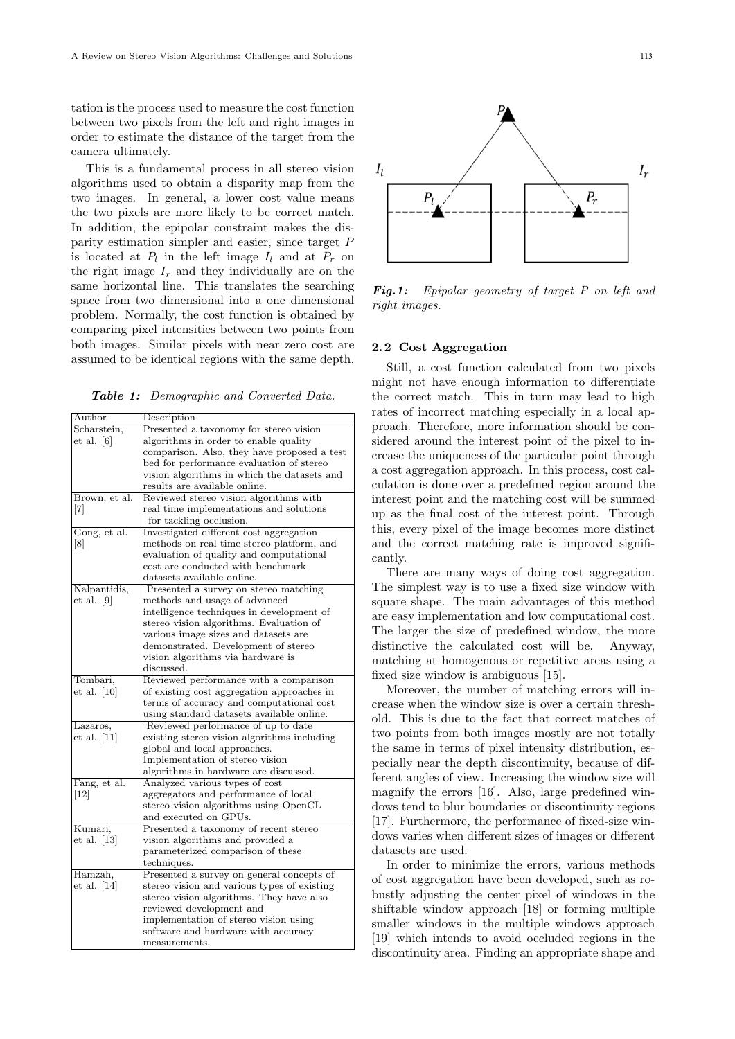tation is the process used to measure the cost function between two pixels from the left and right images in order to estimate the distance of the target from the camera ultimately.

This is a fundamental process in all stereo vision algorithms used to obtain a disparity map from the two images. In general, a lower cost value means the two pixels are more likely to be correct match. In addition, the epipolar constraint makes the disparity estimation simpler and easier, since target $P$ is located at $P_l$ in the left image $I_l$ and at $P_r$ on the right image $I_r$ and they individually are on the same horizontal line. This translates the searching space from two dimensional into a one dimensional problem. Normally, the cost function is obtained by comparing pixel intensities between two points from both images. Similar pixels with near zero cost are assumed to be identical regions with the same depth.

***Table 1:*** *Demographic and Converted Data.*

| Author | Description |
|---|---|
| Scharstein, et al. [6] | Presented a taxonomy for stereo vision algorithms in order to enable quality comparison. Also, they have proposed a test bed for performance evaluation of stereo vision algorithms in which the datasets and results are available online. |
| Brown, et al. [7] | Reviewed stereo vision algorithms with real time implementations and solutions for tackling occlusion. |
| Gong, et al. [8] | Investigated different cost aggregation methods on real time stereo platform, and evaluation of quality and computational cost are conducted with benchmark datasets available online. |
| Nalpantidis, et al. [9] | Presented a survey on stereo matching methods and usage of advanced intelligence techniques in development of stereo vision algorithms. Evaluation of various image sizes and datasets are demonstrated. Development of stereo vision algorithms via hardware is discussed. |
| Tombari, et al. [10] | Reviewed performance with a comparison of existing cost aggregation approaches in terms of accuracy and computational cost using standard datasets available online. |
| Lazaros, et al. [11] | Reviewed performance of up to date existing stereo vision algorithms including global and local approaches. Implementation of stereo vision algorithms in hardware are discussed. |
| Fang, et al. [12] | Analyzed various types of cost aggregators and performance of local stereo vision algorithms using OpenCL and executed on GPUs. |
| Kumari, et al. [13] | Presented a taxonomy of recent stereo vision algorithms and provided a parameterized comparison of these techniques. |
| Hamzah, et al. [14] | Presented a survey on general concepts of stereo vision and various types of existing stereo vision algorithms. They have also reviewed development and implementation of stereo vision using software and hardware with accuracy measurements. |

***Fig. 1:*** *Epipolar geometry of target P on left and right images.*

## 2.2 Cost Aggregation

Still, a cost function calculated from two pixels might not have enough information to differentiate the correct match. This in turn may lead to high rates of incorrect matching especially in a local approach. Therefore, more information should be considered around the interest point of the pixel to increase the uniqueness of the particular point through a cost aggregation approach. In this process, cost calculation is done over a predefined region around the interest point and the matching cost will be summed up as the final cost of the interest point. Through this, every pixel of the image becomes more distinct and the correct matching rate is improved significantly.

There are many ways of doing cost aggregation. The simplest way is to use a fixed size window with square shape. The main advantages of this method are easy implementation and low computational cost. The larger the size of predefined window, the more distinctive the calculated cost will be. Anyway, matching at homogenous or repetitive areas using a fixed size window is ambiguous [15].

Moreover, the number of matching errors will increase when the window size is over a certain threshold. This is due to the fact that correct matches of two points from both images mostly are not totally the same in terms of pixel intensity distribution, especially near the depth discontinuity, because of different angles of view. Increasing the window size will magnify the errors [16]. Also, large predefined windows tend to blur boundaries or discontinuity regions [17]. Furthermore, the performance of fixed-size windows varies when different sizes of images or different datasets are used.

In order to minimize the errors, various methods of cost aggregation have been developed, such as robustly adjusting the center pixel of windows in the shiftable window approach [18] or forming multiple smaller windows in the multiple windows approach [19] which intends to avoid occluded regions in the discontinuity area. Finding an appropriate shape and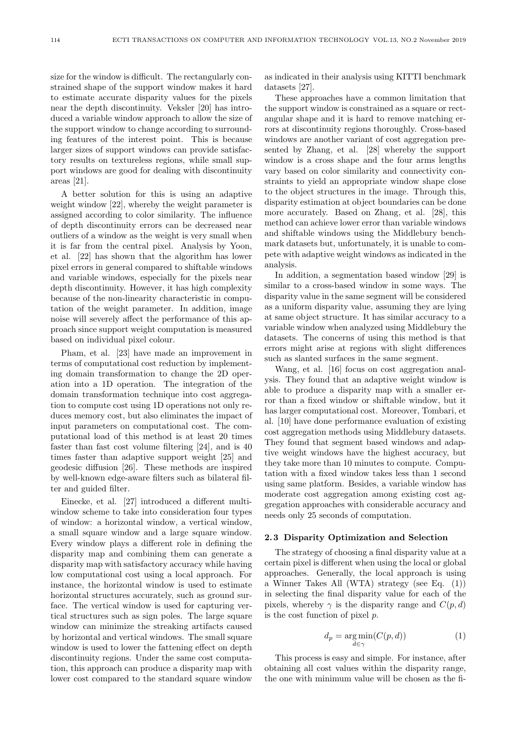size for the window is difficult. The rectangularly constrained shape of the support window makes it hard to estimate accurate disparity values for the pixels near the depth discontinuity. Veksler [20] has introduced a variable window approach to allow the size of the support window to change according to surrounding features of the interest point. This is because larger sizes of support windows can provide satisfactory results on textureless regions, while small support windows are good for dealing with discontinuity areas [21].

A better solution for this is using an adaptive weight window [22], whereby the weight parameter is assigned according to color similarity. The influence of depth discontinuity errors can be decreased near outliers of a window as the weight is very small when it is far from the central pixel. Analysis by Yoon, et al. [22] has shown that the algorithm has lower pixel errors in general compared to shiftable windows and variable windows, especially for the pixels near depth discontinuity. However, it has high complexity because of the non-linearity characteristic in computation of the weight parameter. In addition, image noise will severely affect the performance of this approach since support weight computation is measured based on individual pixel colour.

Pham, et al. [23] have made an improvement in terms of computational cost reduction by implementing domain transformation to change the 2D operation into a 1D operation. The integration of the domain transformation technique into cost aggregation to compute cost using 1D operations not only reduces memory cost, but also eliminates the impact of input parameters on computational cost. The computational load of this method is at least 20 times faster than fast cost volume filtering [24], and is 40 times faster than adaptive support weight [25] and geodesic diffusion [26]. These methods are inspired by well-known edge-aware filters such as bilateral filter and guided filter.

Einecke, et al. [27] introduced a different multi-window scheme to take into consideration four types of window: a horizontal window, a vertical window, a small square window and a large square window. Every window plays a different role in defining the disparity map and combining them can generate a disparity map with satisfactory accuracy while having low computational cost using a local approach. For instance, the horizontal window is used to estimate horizontal structures accurately, such as ground surface. The vertical window is used for capturing vertical structures such as sign poles. The large square window can minimize the streaking artifacts caused by horizontal and vertical windows. The small square window is used to lower the fattening effect on depth discontinuity regions. Under the same cost computation, this approach can produce a disparity map with lower cost compared to the standard square window as indicated in their analysis using KITTI benchmark datasets [27].

These approaches have a common limitation that the support window is constrained as a square or rectangular shape and it is hard to remove matching errors at discontinuity regions thoroughly. Cross-based windows are another variant of cost aggregation presented by Zhang, et al. [28] whereby the support window is a cross shape and the four arms lengths vary based on color similarity and connectivity constraints to yield an appropriate window shape close to the object structures in the image. Through this, disparity estimation at object boundaries can be done more accurately. Based on Zhang, et al. [28], this method can achieve lower error than variable windows and shiftable windows using the Middlebury benchmark datasets but, unfortunately, it is unable to compete with adaptive weight windows as indicated in the analysis.

In addition, a segmentation based window [29] is similar to a cross-based window in some ways. The disparity value in the same segment will be considered as a uniform disparity value, assuming they are lying at same object structure. It has similar accuracy to a variable window when analyzed using Middlebury the datasets. The concerns of using this method is that errors might arise at regions with slight differences such as slanted surfaces in the same segment.

Wang, et al. [16] focus on cost aggregation analysis. They found that an adaptive weight window is able to produce a disparity map with a smaller error than a fixed window or shiftable window, but it has larger computational cost. Moreover, Tombari, et al. [10] have done performance evaluation of existing cost aggregation methods using Middlebury datasets. They found that segment based windows and adaptive weight windows have the highest accuracy, but they take more than 10 minutes to compute. Computation with a fixed window takes less than 1 second using same platform. Besides, a variable window has moderate cost aggregation among existing cost aggregation approaches with considerable accuracy and needs only 25 seconds of computation.

### 2.3 Disparity Optimization and Selection

The strategy of choosing a final disparity value at a certain pixel is different when using the local or global approaches. Generally, the local approach is using a Winner Takes All (WTA) strategy (see Eq. (1)) in selecting the final disparity value for each of the pixels, whereby $\gamma$ is the disparity range and $C(p, d)$ is the cost function of pixel $p$.

$$d_p = \underset{d \in \gamma}{\arg\min}(C(p, d)) \tag{1}$$

This process is easy and simple. For instance, after obtaining all cost values within the disparity range, the one with minimum value will be chosen as the fi-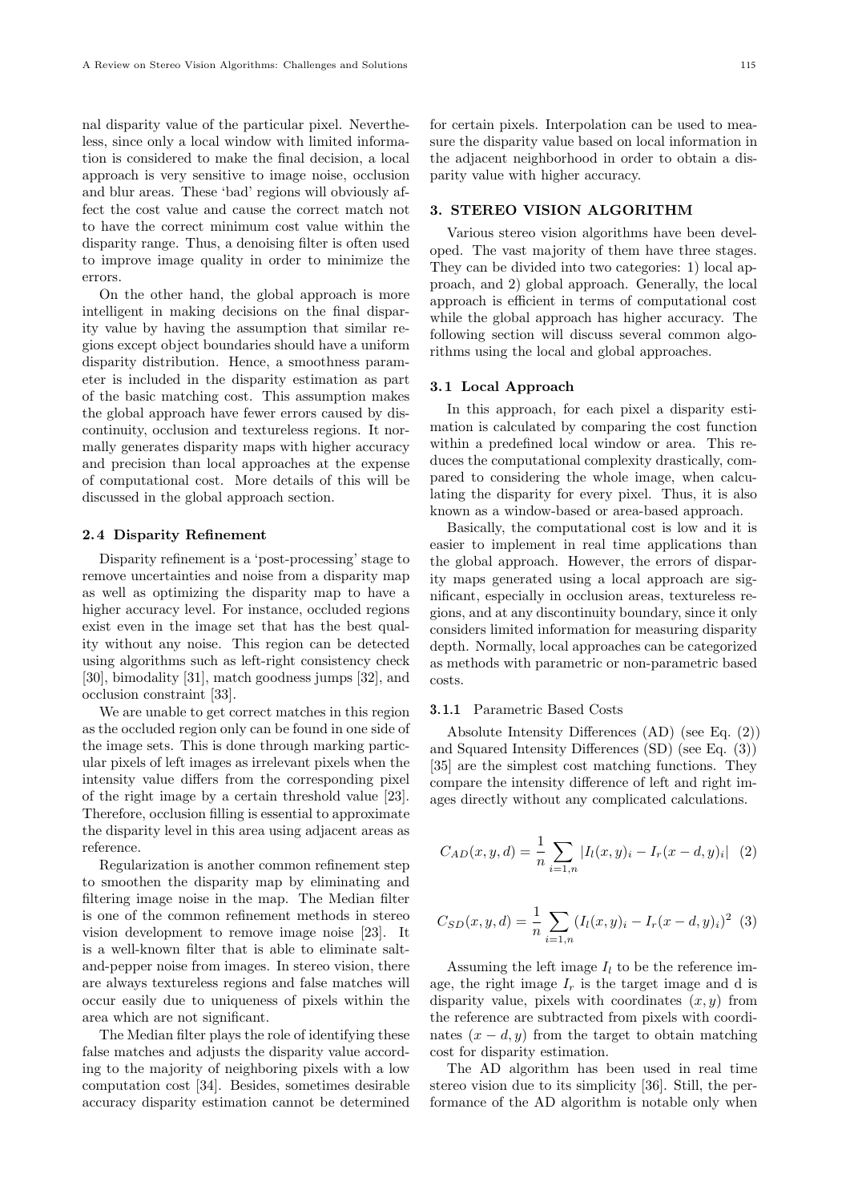nal disparity value of the particular pixel. Nevertheless, since only a local window with limited information is considered to make the final decision, a local approach is very sensitive to image noise, occlusion and blur areas. These 'bad' regions will obviously affect the cost value and cause the correct match not to have the correct minimum cost value within the disparity range. Thus, a denoising filter is often used to improve image quality in order to minimize the errors.

On the other hand, the global approach is more intelligent in making decisions on the final disparity value by having the assumption that similar regions except object boundaries should have a uniform disparity distribution. Hence, a smoothness parameter is included in the disparity estimation as part of the basic matching cost. This assumption makes the global approach have fewer errors caused by discontinuity, occlusion and textureless regions. It normally generates disparity maps with higher accuracy and precision than local approaches at the expense of computational cost. More details of this will be discussed in the global approach section.

### 2.4 Disparity Refinement

Disparity refinement is a 'post-processing' stage to remove uncertainties and noise from a disparity map as well as optimizing the disparity map to have a higher accuracy level. For instance, occluded regions exist even in the image set that has the best quality without any noise. This region can be detected using algorithms such as left-right consistency check [30], bimodality [31], match goodness jumps [32], and occlusion constraint [33].

We are unable to get correct matches in this region as the occluded region only can be found in one side of the image sets. This is done through marking particular pixels of left images as irrelevant pixels when the intensity value differs from the corresponding pixel of the right image by a certain threshold value [23]. Therefore, occlusion filling is essential to approximate the disparity level in this area using adjacent areas as reference.

Regularization is another common refinement step to smoothen the disparity map by eliminating and filtering image noise in the map. The Median filter is one of the common refinement methods in stereo vision development to remove image noise [23]. It is a well-known filter that is able to eliminate salt-and-pepper noise from images. In stereo vision, there are always textureless regions and false matches will occur easily due to uniqueness of pixels within the area which are not significant.

The Median filter plays the role of identifying these false matches and adjusts the disparity value according to the majority of neighboring pixels with a low computation cost [34]. Besides, sometimes desirable accuracy disparity estimation cannot be determined for certain pixels. Interpolation can be used to measure the disparity value based on local information in the adjacent neighborhood in order to obtain a disparity value with higher accuracy.

## 3. STEREO VISION ALGORITHM

Various stereo vision algorithms have been developed. The vast majority of them have three stages. They can be divided into two categories: 1) local approach, and 2) global approach. Generally, the local approach is efficient in terms of computational cost while the global approach has higher accuracy. The following section will discuss several common algorithms using the local and global approaches.

### 3.1 Local Approach

In this approach, for each pixel a disparity estimation is calculated by comparing the cost function within a predefined local window or area. This reduces the computational complexity drastically, compared to considering the whole image, when calculating the disparity for every pixel. Thus, it is also known as a window-based or area-based approach.

Basically, the computational cost is low and it is easier to implement in real time applications than the global approach. However, the errors of disparity maps generated using a local approach are significant, especially in occlusion areas, textureless regions, and at any discontinuity boundary, since it only considers limited information for measuring disparity depth. Normally, local approaches can be categorized as methods with parametric or non-parametric based costs.

#### 3.1.1 Parametric Based Costs

Absolute Intensity Differences (AD) (see Eq. (2)) and Squared Intensity Differences (SD) (see Eq. (3)) [35] are the simplest cost matching functions. They compare the intensity difference of left and right images directly without any complicated calculations.

$$C_{AD}(x, y, d) = \frac{1}{n} \sum_{i=1,n} |I_l(x, y)_i - I_r(x-d, y)_i| \quad (2)$$

$$C_{SD}(x, y, d) = \frac{1}{n} \sum_{i=1,n} (I_l(x, y)_i - I_r(x-d, y)_i)^2 \quad (3)$$

Assuming the left image $I_l$ to be the reference image, the right image $I_r$ is the target image and d is disparity value, pixels with coordinates $(x, y)$ from the reference are subtracted from pixels with coordinates $(x-d, y)$ from the target to obtain matching cost for disparity estimation.

The AD algorithm has been used in real time stereo vision due to its simplicity [36]. Still, the performance of the AD algorithm is notable only when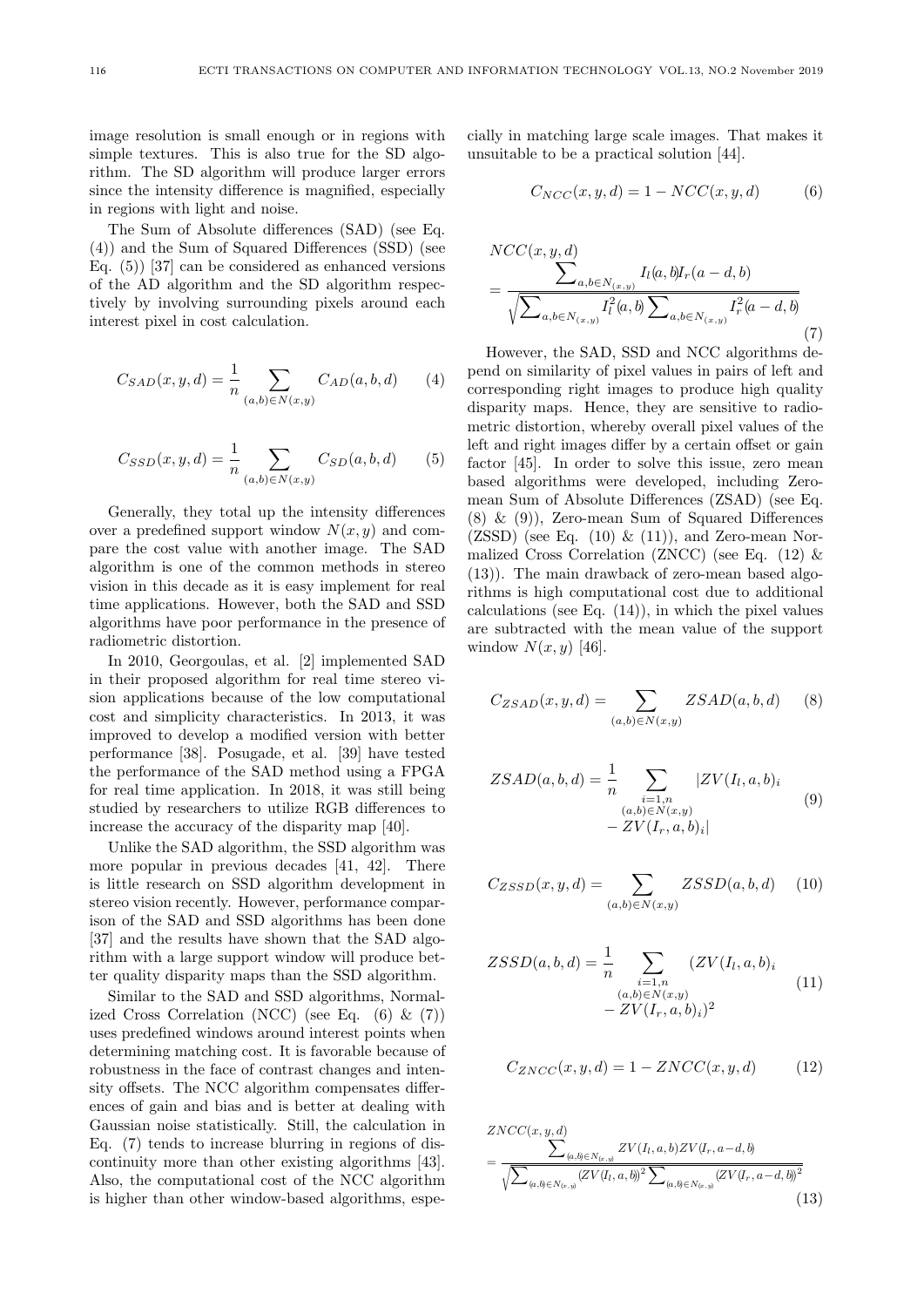image resolution is small enough or in regions with simple textures. This is also true for the SD algorithm. The SD algorithm will produce larger errors since the intensity difference is magnified, especially in regions with light and noise.

The Sum of Absolute differences (SAD) (see Eq. (4)) and the Sum of Squared Differences (SSD) (see Eq. (5)) [37] can be considered as enhanced versions of the AD algorithm and the SD algorithm respectively by involving surrounding pixels around each interest pixel in cost calculation.

$$C_{SAD}(x,y,d) = \frac{1}{n} \sum_{(a,b)\in N(x,y)} C_{AD}(a,b,d) \tag{4}$$

$$C_{SSD}(x,y,d) = \frac{1}{n} \sum_{(a,b)\in N(x,y)} C_{SD}(a,b,d) \tag{5}$$

Generally, they total up the intensity differences over a predefined support window $N(x, y)$ and compare the cost value with another image. The SAD algorithm is one of the common methods in stereo vision in this decade as it is easy implement for real time applications. However, both the SAD and SSD algorithms have poor performance in the presence of radiometric distortion.

In 2010, Georgoulas, et al. [2] implemented SAD in their proposed algorithm for real time stereo vision applications because of the low computational cost and simplicity characteristics. In 2013, it was improved to develop a modified version with better performance [38]. Posugade, et al. [39] have tested the performance of the SAD method using a FPGA for real time application. In 2018, it was still being studied by researchers to utilize RGB differences to increase the accuracy of the disparity map [40].

Unlike the SAD algorithm, the SSD algorithm was more popular in previous decades [41, 42]. There is little research on SSD algorithm development in stereo vision recently. However, performance comparison of the SAD and SSD algorithms has been done [37] and the results have shown that the SAD algorithm with a large support window will produce better quality disparity maps than the SSD algorithm.

Similar to the SAD and SSD algorithms, Normalized Cross Correlation (NCC) (see Eq. (6) & (7)) uses predefined windows around interest points when determining matching cost. It is favorable because of robustness in the face of contrast changes and intensity offsets. The NCC algorithm compensates differences of gain and bias and is better at dealing with Gaussian noise statistically. Still, the calculation in Eq. (7) tends to increase blurring in regions of discontinuity more than other existing algorithms [43]. Also, the computational cost of the NCC algorithm is higher than other window-based algorithms, especially in matching large scale images. That makes it unsuitable to be a practical solution [44].

$$C_{NCC}(x,y,d) = 1 - NCC(x,y,d) \tag{6}$$

$$NCC(x,y,d) = \frac{\sum_{a,b\in N_{(x,y)}} I_l(a,b) I_r(a-d,b)}{\sqrt{\sum_{a,b\in N_{(x,y)}} I_l^2(a,b) \sum_{a,b\in N_{(x,y)}} I_r^2(a-d,b)}} \tag{7}$$

However, the SAD, SSD and NCC algorithms depend on similarity of pixel values in pairs of left and corresponding right images to produce high quality disparity maps. Hence, they are sensitive to radiometric distortion, whereby overall pixel values of the left and right images differ by a certain offset or gain factor [45]. In order to solve this issue, zero mean based algorithms were developed, including Zero-mean Sum of Absolute Differences (ZSAD) (see Eq. (8) & (9)), Zero-mean Sum of Squared Differences (ZSSD) (see Eq. (10) & (11)), and Zero-mean Normalized Cross Correlation (ZNCC) (see Eq. (12) & (13)). The main drawback of zero-mean based algorithms is high computational cost due to additional calculations (see Eq. (14)), in which the pixel values are subtracted with the mean value of the support window $N(x, y)$ [46].

$$C_{ZSAD}(x,y,d) = \sum_{(a,b)\in N(x,y)} ZSAD(a,b,d) \tag{8}$$

$$ZSAD(a,b,d) = \frac{1}{n} \sum_{\substack{i=1,n \\ (a,b)\in N(x,y)}} |ZV(I_l,a,b)_i - ZV(I_r,a,b)_i| \tag{9}$$

$$C_{ZSSD}(x,y,d) = \sum_{(a,b)\in N(x,y)} ZSSD(a,b,d) \tag{10}$$

$$ZSSD(a,b,d) = \frac{1}{n} \sum_{\substack{i=1,n \\ (a,b)\in N(x,y)}} (ZV(I_l,a,b)_i - ZV(I_r,a,b)_i)^2 \tag{11}$$

$$C_{ZNCC}(x,y,d) = 1 - ZNCC(x,y,d) \tag{12}$$

$$ZNCC(x,y,d) = \frac{\sum_{(a,b)\in N_{(x,y)}} ZV(I_l,a,b) ZV(I_r,a-d,b)}{\sqrt{\sum_{(a,b)\in N_{(x,y)}} (ZV(I_l,a,b))^2 \sum_{(a,b)\in N_{(x,y)}} (ZV(I_r,a-d,b))^2}} \tag{13}$$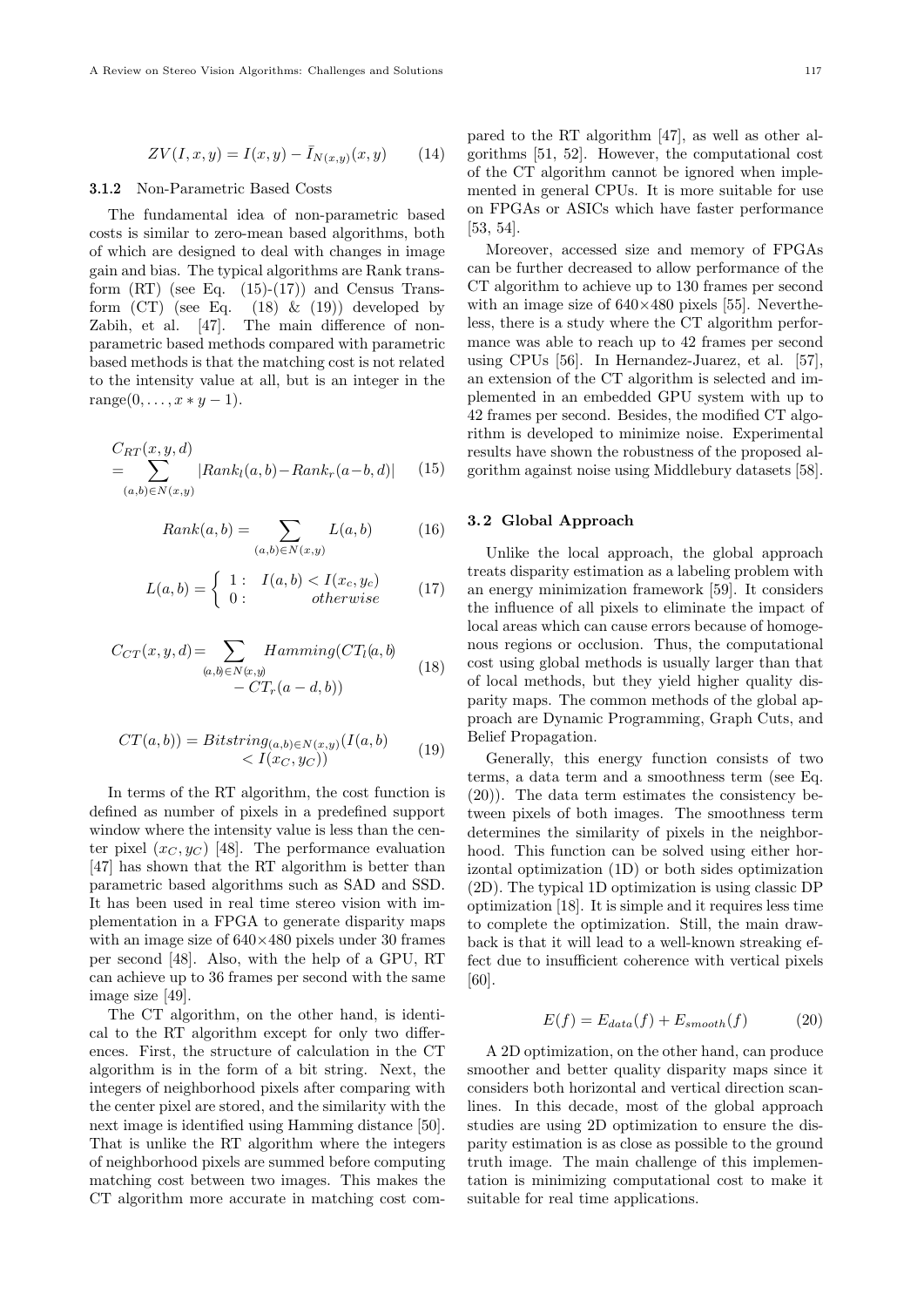$$ZV(I,x,y) = I(x,y) - \bar{I}_{N(x,y)}(x,y) \tag{14}$$

### 3.1.2 Non-Parametric Based Costs

The fundamental idea of non-parametric based costs is similar to zero-mean based algorithms, both of which are designed to deal with changes in image gain and bias. The typical algorithms are Rank transform (RT) (see Eq. (15)-(17)) and Census Transform (CT) (see Eq. (18) & (19)) developed by Zabih, et al. [47]. The main difference of non-parametric based methods compared with parametric based methods is that the matching cost is not related to the intensity value at all, but is an integer in the range$(0,\ldots,x*y-1)$.

$$C_{RT}(x,y,d) = \sum_{(a,b)\in N(x,y)} |Rank_l(a,b) - Rank_r(a-b,d)| \tag{15}$$

$$Rank(a,b) = \sum_{(a,b)\in N(x,y)} L(a,b) \tag{16}$$

$$L(a,b) = \begin{cases} 1: & I(a,b) < I(x_c,y_c) \\ 0: & otherwise \end{cases} \tag{17}$$

$$C_{CT}(x,y,d) = \sum_{(a,b)\in N(x,y)} Hamming(CT_l(a,b) - CT_r(a-d,b)) \tag{18}$$

$$CT(a,b)) = Bitstring_{(a,b)\in N(x,y)}(I(a,b) < I(x_C,y_C)) \tag{19}$$

In terms of the RT algorithm, the cost function is defined as number of pixels in a predefined support window where the intensity value is less than the center pixel $(x_C,y_C)$ [48]. The performance evaluation [47] has shown that the RT algorithm is better than parametric based algorithms such as SAD and SSD. It has been used in real time stereo vision with implementation in a FPGA to generate disparity maps with an image size of 640×480 pixels under 30 frames per second [48]. Also, with the help of a GPU, RT can achieve up to 36 frames per second with the same image size [49].

The CT algorithm, on the other hand, is identical to the RT algorithm except for only two differences. First, the structure of calculation in the CT algorithm is in the form of a bit string. Next, the integers of neighborhood pixels after comparing with the center pixel are stored, and the similarity with the next image is identified using Hamming distance [50]. That is unlike the RT algorithm where the integers of neighborhood pixels are summed before computing matching cost between two images. This makes the CT algorithm more accurate in matching cost compared to the RT algorithm [47], as well as other algorithms [51, 52]. However, the computational cost of the CT algorithm cannot be ignored when implemented in general CPUs. It is more suitable for use on FPGAs or ASICs which have faster performance [53, 54].

Moreover, accessed size and memory of FPGAs can be further decreased to allow performance of the CT algorithm to achieve up to 130 frames per second with an image size of 640×480 pixels [55]. Nevertheless, there is a study where the CT algorithm performance was able to reach up to 42 frames per second using CPUs [56]. In Hernandez-Juarez, et al. [57], an extension of the CT algorithm is selected and implemented in an embedded GPU system with up to 42 frames per second. Besides, the modified CT algorithm is developed to minimize noise. Experimental results have shown the robustness of the proposed algorithm against noise using Middlebury datasets [58].

## 3.2 Global Approach

Unlike the local approach, the global approach treats disparity estimation as a labeling problem with an energy minimization framework [59]. It considers the influence of all pixels to eliminate the impact of local areas which can cause errors because of homogenous regions or occlusion. Thus, the computational cost using global methods is usually larger than that of local methods, but they yield higher quality disparity maps. The common methods of the global approach are Dynamic Programming, Graph Cuts, and Belief Propagation.

Generally, this energy function consists of two terms, a data term and a smoothness term (see Eq. (20)). The data term estimates the consistency between pixels of both images. The smoothness term determines the similarity of pixels in the neighborhood. This function can be solved using either horizontal optimization (1D) or both sides optimization (2D). The typical 1D optimization is using classic DP optimization [18]. It is simple and it requires less time to complete the optimization. Still, the main drawback is that it will lead to a well-known streaking effect due to insufficient coherence with vertical pixels [60].

$$E(f) = E_{data}(f) + E_{smooth}(f) \tag{20}$$

A 2D optimization, on the other hand, can produce smoother and better quality disparity maps since it considers both horizontal and vertical direction scanlines. In this decade, most of the global approach studies are using 2D optimization to ensure the disparity estimation is as close as possible to the ground truth image. The main challenge of this implementation is minimizing computational cost to make it suitable for real time applications.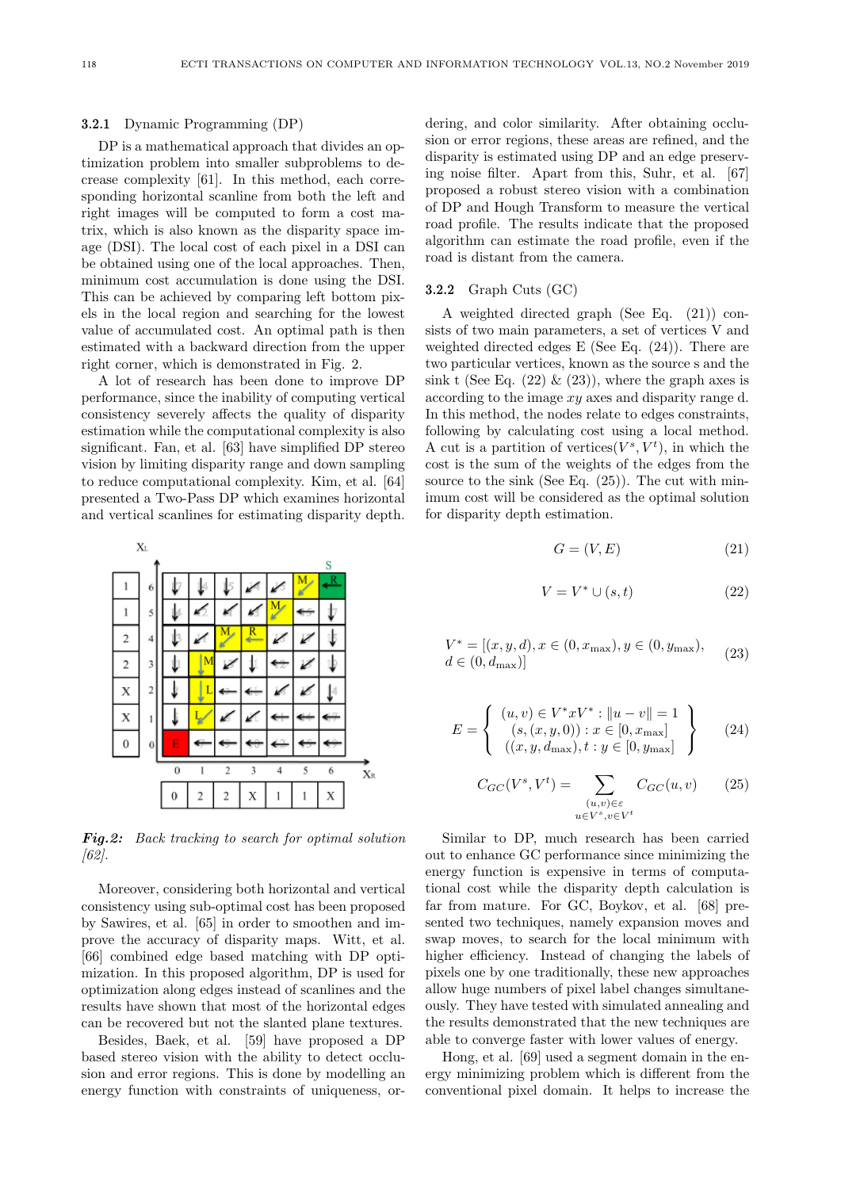#### 3.2.1 Dynamic Programming (DP)

DP is a mathematical approach that divides an optimization problem into smaller subproblems to decrease complexity [61]. In this method, each corresponding horizontal scanline from both the left and right images will be computed to form a cost matrix, which is also known as the disparity space image (DSI). The local cost of each pixel in a DSI can be obtained using one of the local approaches. Then, minimum cost accumulation is done using the DSI. This can be achieved by comparing left bottom pixels in the local region and searching for the lowest value of accumulated cost. An optimal path is then estimated with a backward direction from the upper right corner, which is demonstrated in Fig. 2.

A lot of research has been done to improve DP performance, since the inability of computing vertical consistency severely affects the quality of disparity estimation while the computational complexity is also significant. Fan, et al. [63] have simplified DP stereo vision by limiting disparity range and down sampling to reduce computational complexity. Kim, et al. [64] presented a Two-Pass DP which examines horizontal and vertical scanlines for estimating disparity depth.

***Fig.2:*** *Back tracking to search for optimal solution [62].*

Moreover, considering both horizontal and vertical consistency using sub-optimal cost has been proposed by Sawires, et al. [65] in order to smoothen and improve the accuracy of disparity maps. Witt, et al. [66] combined edge based matching with DP optimization. In this proposed algorithm, DP is used for optimization along edges instead of scanlines and the results have shown that most of the horizontal edges can be recovered but not the slanted plane textures.

Besides, Baek, et al. [59] have proposed a DP based stereo vision with the ability to detect occlusion and error regions. This is done by modelling an energy function with constraints of uniqueness, ordering, and color similarity. After obtaining occlusion or error regions, these areas are refined, and the disparity is estimated using DP and an edge preserving noise filter. Apart from this, Suhr, et al. [67] proposed a robust stereo vision with a combination of DP and Hough Transform to measure the vertical road profile. The results indicate that the proposed algorithm can estimate the road profile, even if the road is distant from the camera.

#### 3.2.2 Graph Cuts (GC)

A weighted directed graph (See Eq. (21)) consists of two main parameters, a set of vertices V and weighted directed edges E (See Eq. (24)). There are two particular vertices, known as the source s and the sink t (See Eq. (22) & (23)), where the graph axes is according to the image $xy$ axes and disparity range d. In this method, the nodes relate to edges constraints, following by calculating cost using a local method. A cut is a partition of vertices$(V^s, V^t)$, in which the cost is the sum of the weights of the edges from the source to the sink (See Eq. (25)). The cut with minimum cost will be considered as the optimal solution for disparity depth estimation.

$$G = (V, E) \tag{21}$$

$$V = V^* \cup (s, t) \tag{22}$$

$$V^* = [(x, y, d), x \in (0, x_{\max}), y \in (0, y_{\max}), d \in (0, d_{\max})] \tag{23}$$

$$E = \left\{ \begin{array}{c} (u, v) \in V^* x V^* : \|u - v\| = 1 \\ (s, (x, y, 0)) : x \in [0, x_{\max}] \\ ((x, y, d_{\max}), t : y \in [0, y_{\max}] \end{array} \right\} \tag{24}$$

$$C_{GC}(V^s, V^t) = \sum_{\substack{(u,v) \in \varepsilon \\ u \in V^s, v \in V^t}} C_{GC}(u, v) \tag{25}$$

Similar to DP, much research has been carried out to enhance GC performance since minimizing the energy function is expensive in terms of computational cost while the disparity depth calculation is far from mature. For GC, Boykov, et al. [68] presented two techniques, namely expansion moves and swap moves, to search for the local minimum with higher efficiency. Instead of changing the labels of pixels one by one traditionally, these new approaches allow huge numbers of pixel label changes simultaneously. They have tested with simulated annealing and the results demonstrated that the new techniques are able to converge faster with lower values of energy.

Hong, et al. [69] used a segment domain in the energy minimizing problem which is different from the conventional pixel domain. It helps to increase the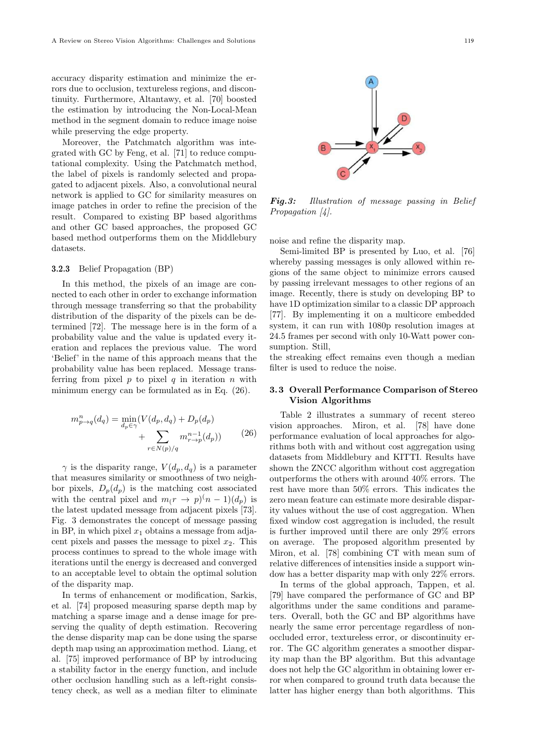accuracy disparity estimation and minimize the errors due to occlusion, textureless regions, and discontinuity. Furthermore, Altantawy, et al. [70] boosted the estimation by introducing the Non-Local-Mean method in the segment domain to reduce image noise while preserving the edge property.

Moreover, the Patchmatch algorithm was integrated with GC by Feng, et al. [71] to reduce computational complexity. Using the Patchmatch method, the label of pixels is randomly selected and propagated to adjacent pixels. Also, a convolutional neural network is applied to GC for similarity measures on image patches in order to refine the precision of the result. Compared to existing BP based algorithms and other GC based approaches, the proposed GC based method outperforms them on the Middlebury datasets.

### 3.2.3 Belief Propagation (BP)

In this method, the pixels of an image are connected to each other in order to exchange information through message transferring so that the probability distribution of the disparity of the pixels can be determined [72]. The message here is in the form of a probability value and the value is updated every iteration and replaces the previous value. The word 'Belief' in the name of this approach means that the probability value has been replaced. Message transferring from pixel $p$ to pixel $q$ in iteration $n$ with minimum energy can be formulated as in Eq. (26).

$$m^{n}_{p\to q}(d_q) = \min_{d_p \in \gamma}(V(d_p, d_q) + D_p(d_p) + \sum_{r\in N(p)/q} m^{n-1}_{r\to p}(d_p)) \tag{26}$$

$\gamma$ is the disparity range, $V(d_p, d_q)$ is a parameter that measures similarity or smoothness of two neighbor pixels, $D_p(d_p)$ is the matching cost associated with the central pixel and $m_(r \to p)^(n-1)(d_p)$ is the latest updated message from adjacent pixels [73]. Fig. 3 demonstrates the concept of message passing in BP, in which pixel $x_1$ obtains a message from adjacent pixels and passes the message to pixel $x_2$. This process continues to spread to the whole image with iterations until the energy is decreased and converged to an acceptable level to obtain the optimal solution of the disparity map.

In terms of enhancement or modification, Sarkis, et al. [74] proposed measuring sparse depth map by matching a sparse image and a dense image for preserving the quality of depth estimation. Recovering the dense disparity map can be done using the sparse depth map using an approximation method. Liang, et al. [75] improved performance of BP by introducing a stability factor in the energy function, and include other occlusion handling such as a left-right consistency check, as well as a median filter to eliminate noise and refine the disparity map.

*Fig.3: Illustration of message passing in Belief Propagation [4].*

Semi-limited BP is presented by Luo, et al. [76] whereby passing messages is only allowed within regions of the same object to minimize errors caused by passing irrelevant messages to other regions of an image. Recently, there is study on developing BP to have 1D optimization similar to a classic DP approach [77]. By implementing it on a multicore embedded system, it can run with 1080p resolution images at 24.5 frames per second with only 10-Watt power consumption. Still,
the streaking effect remains even though a median filter is used to reduce the noise.

## 3.3 Overall Performance Comparison of Stereo Vision Algorithms

Table 2 illustrates a summary of recent stereo vision approaches. Miron, et al. [78] have done performance evaluation of local approaches for algorithms both with and without cost aggregation using datasets from Middlebury and KITTI. Results have shown the ZNCC algorithm without cost aggregation outperforms the others with around 40% errors. The rest have more than 50% errors. This indicates the zero mean feature can estimate more desirable disparity values without the use of cost aggregation. When fixed window cost aggregation is included, the result is further improved until there are only 29% errors on average. The proposed algorithm presented by Miron, et al. [78] combining CT with mean sum of relative differences of intensities inside a support window has a better disparity map with only 22% errors.

In terms of the global approach, Tappen, et al. [79] have compared the performance of GC and BP algorithms under the same conditions and parameters. Overall, both the GC and BP algorithms have nearly the same error percentage regardless of non-occluded error, textureless error, or discontinuity error. The GC algorithm generates a smoother disparity map than the BP algorithm. But this advantage does not help the GC algorithm in obtaining lower error when compared to ground truth data because the latter has higher energy than both algorithms. This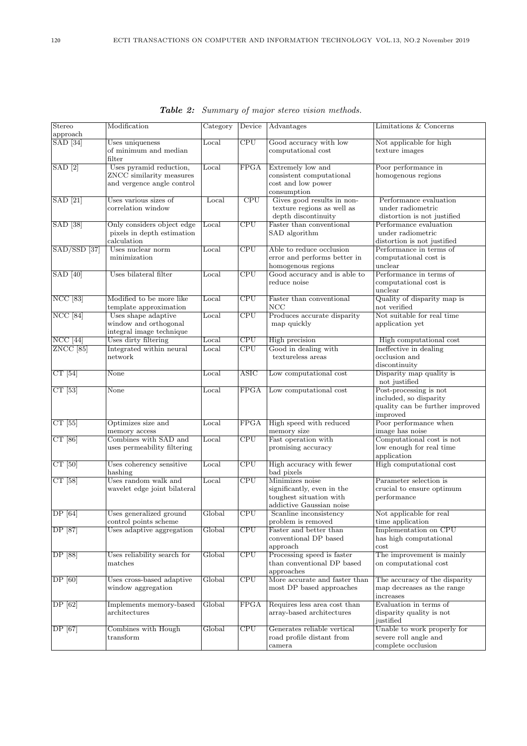*Table 2: Summary of major stereo vision methods.*

| Stereo approach | Modification | Category | Device | Advantages | Limitations & Concerns |
|---|---|---|---|---|---|
| SAD [34] | Uses uniqueness of minimum and median filter | Local | CPU | Good accuracy with low computational cost | Not applicable for high texture images |
| SAD [2] | Uses pyramid reduction, ZNCC similarity measures and vergence angle control | Local | FPGA | Extremely low and consistent computational cost and low power consumption | Poor performance in homogenous regions |
| SAD [21] | Uses various sizes of correlation window | Local | CPU | Gives good results in non-texture regions as well as depth discontinuity | Performance evaluation under radiometric distortion is not justified |
| SAD [38] | Only considers object edge pixels in depth estimation calculation | Local | CPU | Faster than conventional SAD algorithm | Performance evaluation under radiometric distortion is not justified |
| SAD/SSD [37] | Uses nuclear norm minimization | Local | CPU | Able to reduce occlusion error and performs better in homogenous regions | Performance in terms of computational cost is unclear |
| SAD [40] | Uses bilateral filter | Local | CPU | Good accuracy and is able to reduce noise | Performance in terms of computational cost is unclear |
| NCC [83] | Modified to be more like template approximation | Local | CPU | Faster than conventional NCC | Quality of disparity map is not verified |
| NCC [84] | Uses shape adaptive window and orthogonal integral image technique | Local | CPU | Produces accurate disparity map quickly | Not suitable for real time application yet |
| NCC [44] | Uses dirty filtering | Local | CPU | High precision | High computational cost |
| ZNCC [85] | Integrated within neural network | Local | CPU | Good in dealing with textureless areas | Ineffective in dealing occlusion and discontinuity |
| CT [54] | None | Local | ASIC | Low computational cost | Disparity map quality is not justified |
| CT [53] | None | Local | FPGA | Low computational cost | Post-processing is not included, so disparity quality can be further improved improved |
| CT [55] | Optimizes size and memory access | Local | FPGA | High speed with reduced memory size | Poor performance when image has noise |
| CT [86] | Combines with SAD and uses permeability filtering | Local | CPU | Fast operation with promising accuracy | Computational cost is not low enough for real time application |
| CT [50] | Uses coherency sensitive hashing | Local | CPU | High accuracy with fewer bad pixels | High computational cost |
| CT [58] | Uses random walk and wavelet edge joint bilateral | Local | CPU | Minimizes noise significantly, even in the toughest situation with addictive Gaussian noise | Parameter selection is crucial to ensure optimum performance |
| DP [64] | Uses generalized ground control points scheme | Global | CPU | Scanline inconsistency problem is removed | Not applicable for real time application |
| DP [87] | Uses adaptive aggregation | Global | CPU | Faster and better than conventional DP based approach | Implementation on CPU has high computational cost |
| DP [88] | Uses reliability search for matches | Global | CPU | Processing speed is faster than conventional DP based approaches | The improvement is mainly on computational cost |
| DP [60] | Uses cross-based adaptive window aggregation | Global | CPU | More accurate and faster than most DP based approaches | The accuracy of the disparity map decreases as the range increases |
| DP [62] | Implements memory-based architectures | Global | FPGA | Requires less area cost than array-based architectures | Evaluation in terms of disparity quality is not justified |
| DP [67] | Combines with Hough transform | Global | CPU | Generates reliable vertical road profile distant from camera | Unable to work properly for severe roll angle and complete occlusion |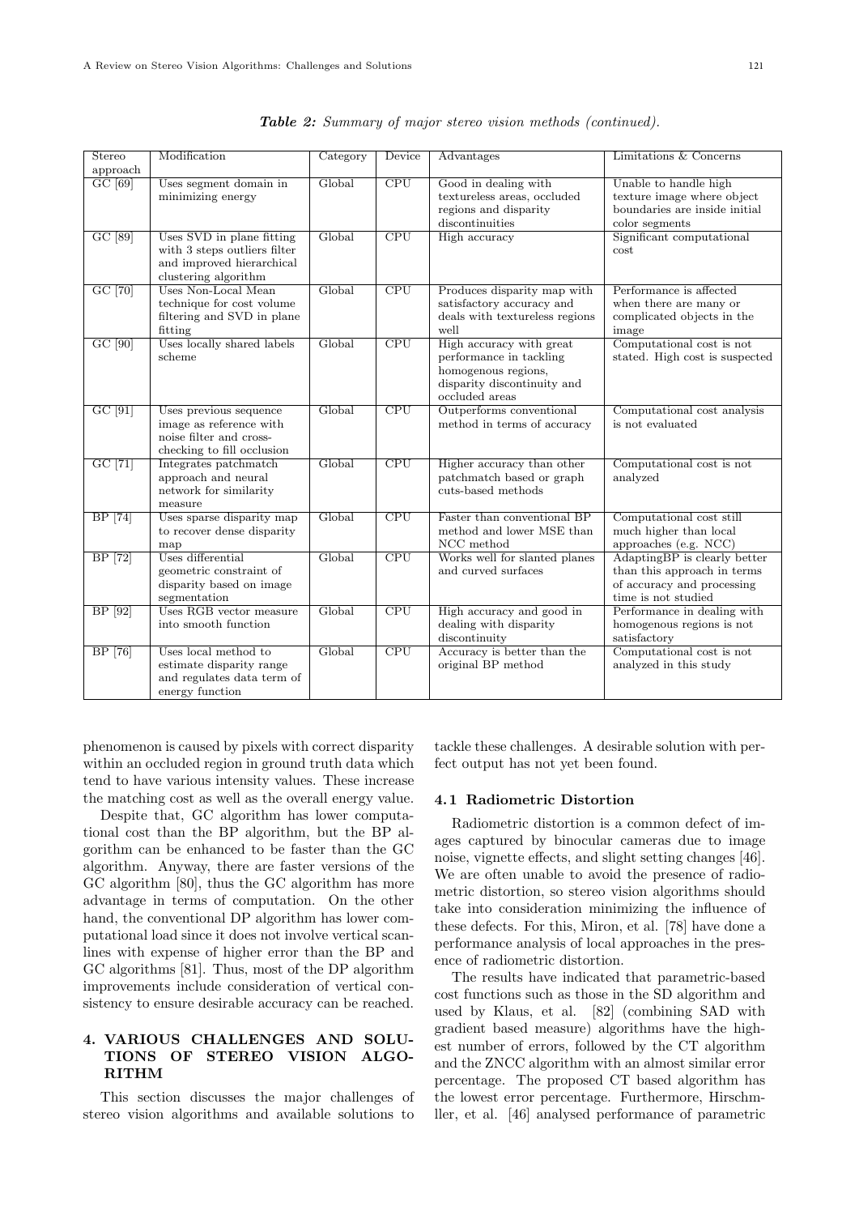***Table 2:** Summary of major stereo vision methods (continued).*

| Stereo approach | Modification | Category | Device | Advantages | Limitations & Concerns |
|---|---|---|---|---|---|
| GC [69] | Uses segment domain in minimizing energy | Global | CPU | Good in dealing with textureless areas, occluded regions and disparity discontinuities | Unable to handle high texture image where object boundaries are inside initial color segments |
| GC [89] | Uses SVD in plane fitting with 3 steps outliers filter and improved hierarchical clustering algorithm | Global | CPU | High accuracy | Significant computational cost |
| GC [70] | Uses Non-Local Mean technique for cost volume filtering and SVD in plane fitting | Global | CPU | Produces disparity map with satisfactory accuracy and deals with textureless regions well | Performance is affected when there are many or complicated objects in the image |
| GC [90] | Uses locally shared labels scheme | Global | CPU | High accuracy with great performance in tackling homogenous regions, disparity discontinuity and occluded areas | Computational cost is not stated. High cost is suspected |
| GC [91] | Uses previous sequence image as reference with noise filter and cross-checking to fill occlusion | Global | CPU | Outperforms conventional method in terms of accuracy | Computational cost analysis is not evaluated |
| GC [71] | Integrates patchmatch approach and neural network for similarity measure | Global | CPU | Higher accuracy than other patchmatch based or graph cuts-based methods | Computational cost is not analyzed |
| BP [74] | Uses sparse disparity map to recover dense disparity map | Global | CPU | Faster than conventional BP method and lower MSE than NCC method | Computational cost still much higher than local approaches (e.g. NCC) |
| BP [72] | Uses differential geometric constraint of disparity based on image segmentation | Global | CPU | Works well for slanted planes and curved surfaces | AdaptingBP is clearly better than this approach in terms of accuracy and processing time is not studied |
| BP [92] | Uses RGB vector measure into smooth function | Global | CPU | High accuracy and good in dealing with disparity discontinuity | Performance in dealing with homogenous regions is not satisfactory |
| BP [76] | Uses local method to estimate disparity range and regulates data term of energy function | Global | CPU | Accuracy is better than the original BP method | Computational cost is not analyzed in this study |

phenomenon is caused by pixels with correct disparity within an occluded region in ground truth data which tend to have various intensity values. These increase the matching cost as well as the overall energy value.

Despite that, GC algorithm has lower computational cost than the BP algorithm, but the BP algorithm can be enhanced to be faster than the GC algorithm. Anyway, there are faster versions of the GC algorithm [80], thus the GC algorithm has more advantage in terms of computation. On the other hand, the conventional DP algorithm has lower computational load since it does not involve vertical scanlines with expense of higher error than the BP and GC algorithms [81]. Thus, most of the DP algorithm improvements include consideration of vertical consistency to ensure desirable accuracy can be reached.

## 4. VARIOUS CHALLENGES AND SOLUTIONS OF STEREO VISION ALGORITHM

This section discusses the major challenges of stereo vision algorithms and available solutions to tackle these challenges. A desirable solution with perfect output has not yet been found.

### 4.1 Radiometric Distortion

Radiometric distortion is a common defect of images captured by binocular cameras due to image noise, vignette effects, and slight setting changes [46]. We are often unable to avoid the presence of radiometric distortion, so stereo vision algorithms should take into consideration minimizing the influence of these defects. For this, Miron, et al. [78] have done a performance analysis of local approaches in the presence of radiometric distortion.

The results have indicated that parametric-based cost functions such as those in the SD algorithm and used by Klaus, et al. [82] (combining SAD with gradient based measure) algorithms have the highest number of errors, followed by the CT algorithm and the ZNCC algorithm with an almost similar error percentage. The proposed CT based algorithm has the lowest error percentage. Furthermore, Hirschmller, et al. [46] analysed performance of parametric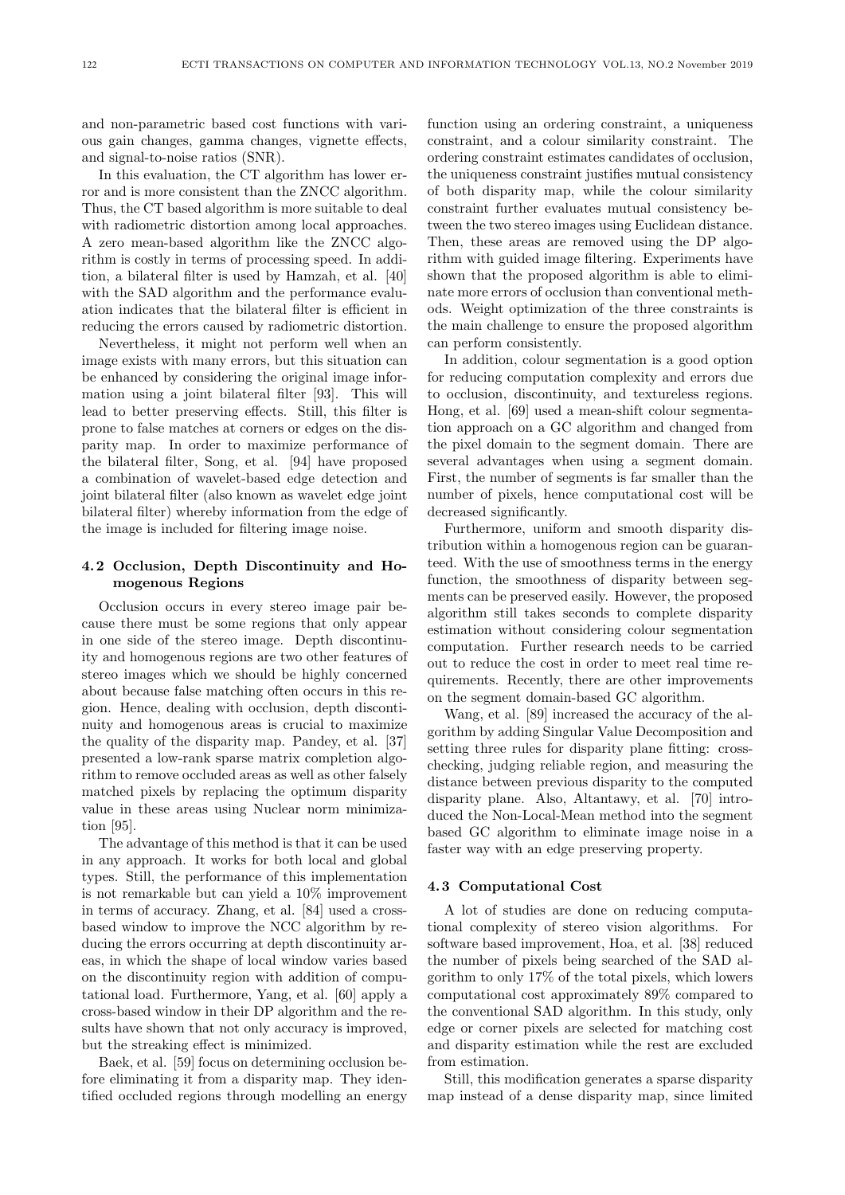and non-parametric based cost functions with various gain changes, gamma changes, vignette effects, and signal-to-noise ratios (SNR).

In this evaluation, the CT algorithm has lower error and is more consistent than the ZNCC algorithm. Thus, the CT based algorithm is more suitable to deal with radiometric distortion among local approaches. A zero mean-based algorithm like the ZNCC algorithm is costly in terms of processing speed. In addition, a bilateral filter is used by Hamzah, et al. [40] with the SAD algorithm and the performance evaluation indicates that the bilateral filter is efficient in reducing the errors caused by radiometric distortion.

Nevertheless, it might not perform well when an image exists with many errors, but this situation can be enhanced by considering the original image information using a joint bilateral filter [93]. This will lead to better preserving effects. Still, this filter is prone to false matches at corners or edges on the disparity map. In order to maximize performance of the bilateral filter, Song, et al. [94] have proposed a combination of wavelet-based edge detection and joint bilateral filter (also known as wavelet edge joint bilateral filter) whereby information from the edge of the image is included for filtering image noise.

### 4.2 Occlusion, Depth Discontinuity and Homogenous Regions

Occlusion occurs in every stereo image pair because there must be some regions that only appear in one side of the stereo image. Depth discontinuity and homogenous regions are two other features of stereo images which we should be highly concerned about because false matching often occurs in this region. Hence, dealing with occlusion, depth discontinuity and homogenous areas is crucial to maximize the quality of the disparity map. Pandey, et al. [37] presented a low-rank sparse matrix completion algorithm to remove occluded areas as well as other falsely matched pixels by replacing the optimum disparity value in these areas using Nuclear norm minimization [95].

The advantage of this method is that it can be used in any approach. It works for both local and global types. Still, the performance of this implementation is not remarkable but can yield a 10% improvement in terms of accuracy. Zhang, et al. [84] used a cross-based window to improve the NCC algorithm by reducing the errors occurring at depth discontinuity areas, in which the shape of local window varies based on the discontinuity region with addition of computational load. Furthermore, Yang, et al. [60] apply a cross-based window in their DP algorithm and the results have shown that not only accuracy is improved, but the streaking effect is minimized.

Baek, et al. [59] focus on determining occlusion before eliminating it from a disparity map. They identified occluded regions through modelling an energy function using an ordering constraint, a uniqueness constraint, and a colour similarity constraint. The ordering constraint estimates candidates of occlusion, the uniqueness constraint justifies mutual consistency of both disparity map, while the colour similarity constraint further evaluates mutual consistency between the two stereo images using Euclidean distance. Then, these areas are removed using the DP algorithm with guided image filtering. Experiments have shown that the proposed algorithm is able to eliminate more errors of occlusion than conventional methods. Weight optimization of the three constraints is the main challenge to ensure the proposed algorithm can perform consistently.

In addition, colour segmentation is a good option for reducing computation complexity and errors due to occlusion, discontinuity, and textureless regions. Hong, et al. [69] used a mean-shift colour segmentation approach on a GC algorithm and changed from the pixel domain to the segment domain. There are several advantages when using a segment domain. First, the number of segments is far smaller than the number of pixels, hence computational cost will be decreased significantly.

Furthermore, uniform and smooth disparity distribution within a homogenous region can be guaranteed. With the use of smoothness terms in the energy function, the smoothness of disparity between segments can be preserved easily. However, the proposed algorithm still takes seconds to complete disparity estimation without considering colour segmentation computation. Further research needs to be carried out to reduce the cost in order to meet real time requirements. Recently, there are other improvements on the segment domain-based GC algorithm.

Wang, et al. [89] increased the accuracy of the algorithm by adding Singular Value Decomposition and setting three rules for disparity plane fitting: cross-checking, judging reliable region, and measuring the distance between previous disparity to the computed disparity plane. Also, Altantawy, et al. [70] introduced the Non-Local-Mean method into the segment based GC algorithm to eliminate image noise in a faster way with an edge preserving property.

### 4.3 Computational Cost

A lot of studies are done on reducing computational complexity of stereo vision algorithms. For software based improvement, Hoa, et al. [38] reduced the number of pixels being searched of the SAD algorithm to only 17% of the total pixels, which lowers computational cost approximately 89% compared to the conventional SAD algorithm. In this study, only edge or corner pixels are selected for matching cost and disparity estimation while the rest are excluded from estimation.

Still, this modification generates a sparse disparity map instead of a dense disparity map, since limited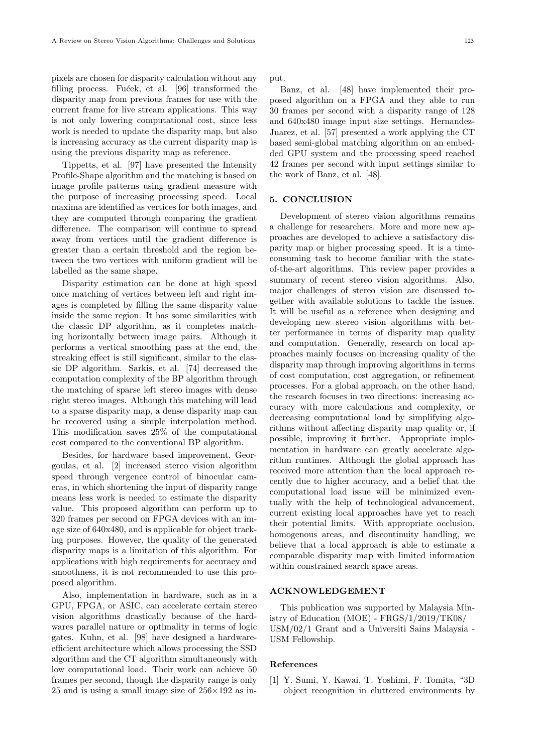pixels are chosen for disparity calculation without any filling process. Fućek, et al. [96] transformed the disparity map from previous frames for use with the current frame for live stream applications. This way is not only lowering computational cost, since less work is needed to update the disparity map, but also is increasing accuracy as the current disparity map is using the previous disparity map as reference.

Tippetts, et al. [97] have presented the Intensity Profile-Shape algorithm and the matching is based on image profile patterns using gradient measure with the purpose of increasing processing speed. Local maxima are identified as vertices for both images, and they are computed through comparing the gradient difference. The comparison will continue to spread away from vertices until the gradient difference is greater than a certain threshold and the region between the two vertices with uniform gradient will be labelled as the same shape.

Disparity estimation can be done at high speed once matching of vertices between left and right images is completed by filling the same disparity value inside the same region. It has some similarities with the classic DP algorithm, as it completes matching horizontally between image pairs. Although it performs a vertical smoothing pass at the end, the streaking effect is still significant, similar to the classic DP algorithm. Sarkis, et al. [74] decreased the computation complexity of the BP algorithm through the matching of sparse left stereo images with dense right stereo images. Although this matching will lead to a sparse disparity map, a dense disparity map can be recovered using a simple interpolation method. This modification saves 25% of the computational cost compared to the conventional BP algorithm.

Besides, for hardware based improvement, Georgoulas, et al. [2] increased stereo vision algorithm speed through vergence control of binocular cameras, in which shortening the input of disparity range means less work is needed to estimate the disparity value. This proposed algorithm can perform up to 320 frames per second on FPGA devices with an image size of 640x480, and is applicable for object tracking purposes. However, the quality of the generated disparity maps is a limitation of this algorithm. For applications with high requirements for accuracy and smoothness, it is not recommended to use this proposed algorithm.

Also, implementation in hardware, such as in a GPU, FPGA, or ASIC, can accelerate certain stereo vision algorithms drastically because of the hardwares parallel nature or optimality in terms of logic gates. Kuhn, et al. [98] have designed a hardware-efficient architecture which allows processing the SSD algorithm and the CT algorithm simultaneously with low computational load. Their work can achieve 50 frames per second, though the disparity range is only 25 and is using a small image size of $256 \times 192$ as input.

Banz, et al. [48] have implemented their proposed algorithm on a FPGA and they able to run 30 frames per second with a disparity range of 128 and 640x480 image input size settings. Hernandez-Juarez, et al. [57] presented a work applying the CT based semi-global matching algorithm on an embedded GPU system and the processing speed reached 42 frames per second with input settings similar to the work of Banz, et al. [48].

## 5. CONCLUSION

Development of stereo vision algorithms remains a challenge for researchers. More and more new approaches are developed to achieve a satisfactory disparity map or higher processing speed. It is a time-consuming task to become familiar with the state-of-the-art algorithms. This review paper provides a summary of recent stereo vision algorithms. Also, major challenges of stereo vision are discussed together with available solutions to tackle the issues. It will be useful as a reference when designing and developing new stereo vision algorithms with better performance in terms of disparity map quality and computation. Generally, research on local approaches mainly focuses on increasing quality of the disparity map through improving algorithms in terms of cost computation, cost aggregation, or refinement processes. For a global approach, on the other hand, the research focuses in two directions: increasing accuracy with more calculations and complexity, or decreasing computational load by simplifying algorithms without affecting disparity map quality or, if possible, improving it further. Appropriate implementation in hardware can greatly accelerate algorithm runtimes. Although the global approach has received more attention than the local approach recently due to higher accuracy, and a belief that the computational load issue will be minimized eventually with the help of technological advancement, current existing local approaches have yet to reach their potential limits. With appropriate occlusion, homogenous areas, and discontinuity handling, we believe that a local approach is able to estimate a comparable disparity map with limited information within constrained search space areas.

## ACKNOWLEDGEMENT

This publication was supported by Malaysia Ministry of Education (MOE) - FRGS/1/2019/TK08/USM/02/1 Grant and a Universiti Sains Malaysia - USM Fellowship.

## References

[1] Y. Sumi, Y. Kawai, T. Yoshimi, F. Tomita, "3D object recognition in cluttered environments by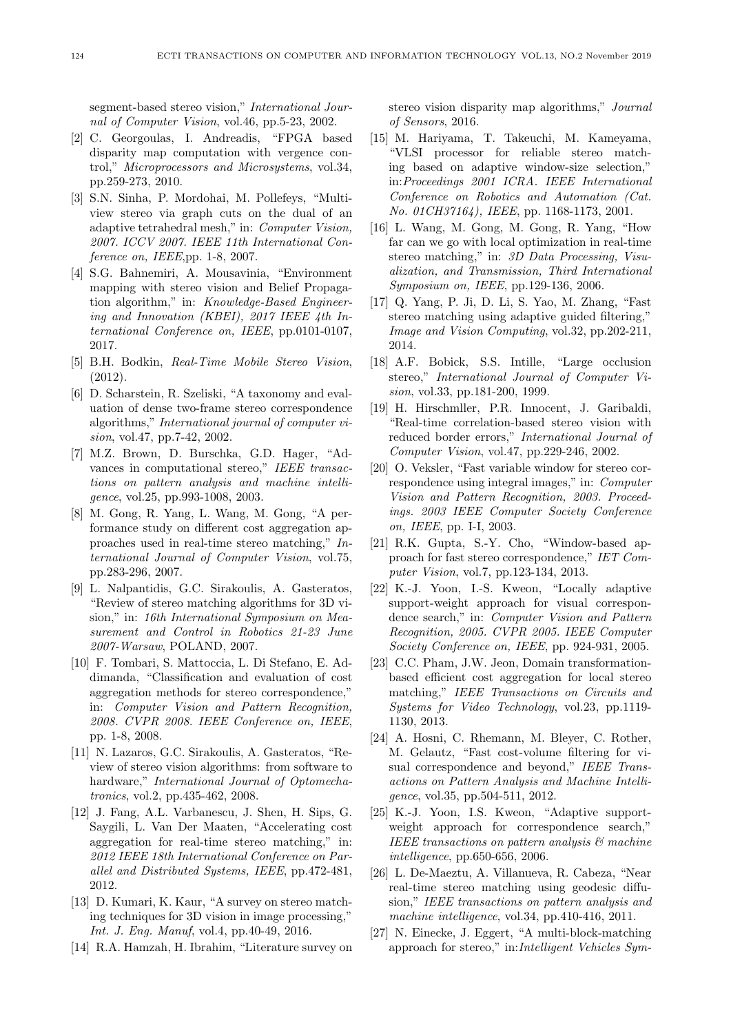segment-based stereo vision," *International Journal of Computer Vision*, vol.46, pp.5-23, 2002.

[2] C. Georgoulas, I. Andreadis, "FPGA based disparity map computation with vergence control," *Microprocessors and Microsystems*, vol.34, pp.259-273, 2010.

[3] S.N. Sinha, P. Mordohai, M. Pollefeys, "Multi-view stereo via graph cuts on the dual of an adaptive tetrahedral mesh," in: *Computer Vision, 2007. ICCV 2007. IEEE 11th International Conference on, IEEE*,pp. 1-8, 2007.

[4] S.G. Bahnemiri, A. Mousavinia, "Environment mapping with stereo vision and Belief Propagation algorithm," in: *Knowledge-Based Engineering and Innovation (KBEI), 2017 IEEE 4th International Conference on, IEEE*, pp.0101-0107, 2017.

[5] B.H. Bodkin, *Real-Time Mobile Stereo Vision*, (2012).

[6] D. Scharstein, R. Szeliski, "A taxonomy and evaluation of dense two-frame stereo correspondence algorithms," *International journal of computer vision*, vol.47, pp.7-42, 2002.

[7] M.Z. Brown, D. Burschka, G.D. Hager, "Advances in computational stereo," *IEEE transactions on pattern analysis and machine intelligence*, vol.25, pp.993-1008, 2003.

[8] M. Gong, R. Yang, L. Wang, M. Gong, "A performance study on different cost aggregation approaches used in real-time stereo matching," *International Journal of Computer Vision*, vol.75, pp.283-296, 2007.

[9] L. Nalpantidis, G.C. Sirakoulis, A. Gasteratos, "Review of stereo matching algorithms for 3D vision," in: *16th International Symposium on Measurement and Control in Robotics 21-23 June 2007-Warsaw*, POLAND, 2007.

[10] F. Tombari, S. Mattoccia, L. Di Stefano, E. Addimanda, "Classification and evaluation of cost aggregation methods for stereo correspondence," in: *Computer Vision and Pattern Recognition, 2008. CVPR 2008. IEEE Conference on, IEEE*, pp. 1-8, 2008.

[11] N. Lazaros, G.C. Sirakoulis, A. Gasteratos, "Review of stereo vision algorithms: from software to hardware," *International Journal of Optomechatronics*, vol.2, pp.435-462, 2008.

[12] J. Fang, A.L. Varbanescu, J. Shen, H. Sips, G. Saygili, L. Van Der Maaten, "Accelerating cost aggregation for real-time stereo matching," in: *2012 IEEE 18th International Conference on Parallel and Distributed Systems, IEEE*, pp.472-481, 2012.

[13] D. Kumari, K. Kaur, "A survey on stereo matching techniques for 3D vision in image processing," *Int. J. Eng. Manuf*, vol.4, pp.40-49, 2016.

[14] R.A. Hamzah, H. Ibrahim, "Literature survey on stereo vision disparity map algorithms," *Journal of Sensors*, 2016.

[15] M. Hariyama, T. Takeuchi, M. Kameyama, "VLSI processor for reliable stereo matching based on adaptive window-size selection," in:*Proceedings 2001 ICRA. IEEE International Conference on Robotics and Automation (Cat. No. 01CH37164), IEEE*, pp. 1168-1173, 2001.

[16] L. Wang, M. Gong, M. Gong, R. Yang, "How far can we go with local optimization in real-time stereo matching," in: *3D Data Processing, Visualization, and Transmission, Third International Symposium on, IEEE*, pp.129-136, 2006.

[17] Q. Yang, P. Ji, D. Li, S. Yao, M. Zhang, "Fast stereo matching using adaptive guided filtering," *Image and Vision Computing*, vol.32, pp.202-211, 2014.

[18] A.F. Bobick, S.S. Intille, "Large occlusion stereo," *International Journal of Computer Vision*, vol.33, pp.181-200, 1999.

[19] H. Hirschmller, P.R. Innocent, J. Garibaldi, "Real-time correlation-based stereo vision with reduced border errors," *International Journal of Computer Vision*, vol.47, pp.229-246, 2002.

[20] O. Veksler, "Fast variable window for stereo correspondence using integral images," in: *Computer Vision and Pattern Recognition, 2003. Proceedings. 2003 IEEE Computer Society Conference on, IEEE*, pp. I-I, 2003.

[21] R.K. Gupta, S.-Y. Cho, "Window-based approach for fast stereo correspondence," *IET Computer Vision*, vol.7, pp.123-134, 2013.

[22] K.-J. Yoon, I.-S. Kweon, "Locally adaptive support-weight approach for visual correspondence search," in: *Computer Vision and Pattern Recognition, 2005. CVPR 2005. IEEE Computer Society Conference on, IEEE*, pp. 924-931, 2005.

[23] C.C. Pham, J.W. Jeon, Domain transformation-based efficient cost aggregation for local stereo matching," *IEEE Transactions on Circuits and Systems for Video Technology*, vol.23, pp.1119-1130, 2013.

[24] A. Hosni, C. Rhemann, M. Bleyer, C. Rother, M. Gelautz, "Fast cost-volume filtering for visual correspondence and beyond," *IEEE Transactions on Pattern Analysis and Machine Intelligence*, vol.35, pp.504-511, 2012.

[25] K.-J. Yoon, I.S. Kweon, "Adaptive support-weight approach for correspondence search," *IEEE transactions on pattern analysis & machine intelligence*, pp.650-656, 2006.

[26] L. De-Maeztu, A. Villanueva, R. Cabeza, "Near real-time stereo matching using geodesic diffusion," *IEEE transactions on pattern analysis and machine intelligence*, vol.34, pp.410-416, 2011.

[27] N. Einecke, J. Eggert, "A multi-block-matching approach for stereo," in:*Intelligent Vehicles Sym-*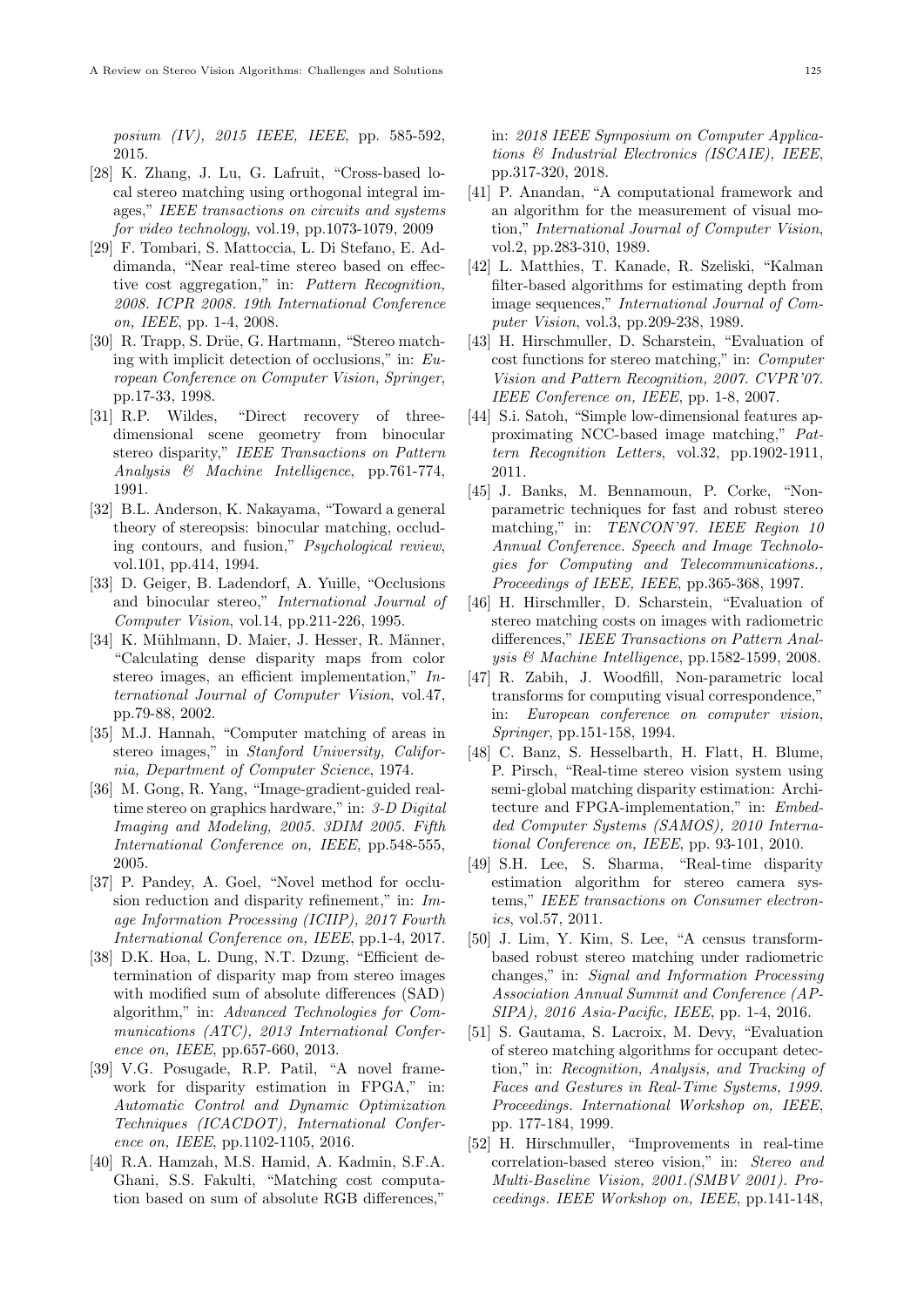*posium (IV), 2015 IEEE, IEEE*, pp. 585-592, 2015.

[28] K. Zhang, J. Lu, G. Lafruit, "Cross-based local stereo matching using orthogonal integral images," *IEEE transactions on circuits and systems for video technology*, vol.19, pp.1073-1079, 2009

[29] F. Tombari, S. Mattoccia, L. Di Stefano, E. Addimanda, "Near real-time stereo based on effective cost aggregation," in: *Pattern Recognition, 2008. ICPR 2008. 19th International Conference on, IEEE*, pp. 1-4, 2008.

[30] R. Trapp, S. Drüe, G. Hartmann, "Stereo matching with implicit detection of occlusions," in: *European Conference on Computer Vision, Springer*, pp.17-33, 1998.

[31] R.P. Wildes, "Direct recovery of three-dimensional scene geometry from binocular stereo disparity," *IEEE Transactions on Pattern Analysis & Machine Intelligence*, pp.761-774, 1991.

[32] B.L. Anderson, K. Nakayama, "Toward a general theory of stereopsis: binocular matching, occluding contours, and fusion," *Psychological review*, vol.101, pp.414, 1994.

[33] D. Geiger, B. Ladendorf, A. Yuille, "Occlusions and binocular stereo," *International Journal of Computer Vision*, vol.14, pp.211-226, 1995.

[34] K. Mühlmann, D. Maier, J. Hesser, R. Männer, "Calculating dense disparity maps from color stereo images, an efficient implementation," *International Journal of Computer Vision*, vol.47, pp.79-88, 2002.

[35] M.J. Hannah, "Computer matching of areas in stereo images," in *Stanford University, California, Department of Computer Science*, 1974.

[36] M. Gong, R. Yang, "Image-gradient-guided real-time stereo on graphics hardware," in: *3-D Digital Imaging and Modeling, 2005. 3DIM 2005. Fifth International Conference on, IEEE*, pp.548-555, 2005.

[37] P. Pandey, A. Goel, "Novel method for occlusion reduction and disparity refinement," in: *Image Information Processing (ICIIP), 2017 Fourth International Conference on, IEEE*, pp.1-4, 2017.

[38] D.K. Hoa, L. Dung, N.T. Dzung, "Efficient determination of disparity map from stereo images with modified sum of absolute differences (SAD) algorithm," in: *Advanced Technologies for Communications (ATC), 2013 International Conference on, IEEE*, pp.657-660, 2013.

[39] V.G. Posugade, R.P. Patil, "A novel framework for disparity estimation in FPGA," in: *Automatic Control and Dynamic Optimization Techniques (ICACDOT), International Conference on, IEEE*, pp.1102-1105, 2016.

[40] R.A. Hamzah, M.S. Hamid, A. Kadmin, S.F.A. Ghani, S.S. Fakulti, "Matching cost computation based on sum of absolute RGB differences," in: *2018 IEEE Symposium on Computer Applications & Industrial Electronics (ISCAIE), IEEE*, pp.317-320, 2018.

[41] P. Anandan, "A computational framework and an algorithm for the measurement of visual motion," *International Journal of Computer Vision*, vol.2, pp.283-310, 1989.

[42] L. Matthies, T. Kanade, R. Szeliski, "Kalman filter-based algorithms for estimating depth from image sequences," *International Journal of Computer Vision*, vol.3, pp.209-238, 1989.

[43] H. Hirschmuller, D. Scharstein, "Evaluation of cost functions for stereo matching," in: *Computer Vision and Pattern Recognition, 2007. CVPR'07. IEEE Conference on, IEEE*, pp. 1-8, 2007.

[44] S.i. Satoh, "Simple low-dimensional features approximating NCC-based image matching," *Pattern Recognition Letters*, vol.32, pp.1902-1911, 2011.

[45] J. Banks, M. Bennamoun, P. Corke, "Non-parametric techniques for fast and robust stereo matching," in: *TENCON'97. IEEE Region 10 Annual Conference. Speech and Image Technologies for Computing and Telecommunications., Proceedings of IEEE, IEEE*, pp.365-368, 1997.

[46] H. Hirschmller, D. Scharstein, "Evaluation of stereo matching costs on images with radiometric differences," *IEEE Transactions on Pattern Analysis & Machine Intelligence*, pp.1582-1599, 2008.

[47] R. Zabih, J. Woodfill, Non-parametric local transforms for computing visual correspondence," in: *European conference on computer vision, Springer*, pp.151-158, 1994.

[48] C. Banz, S. Hesselbarth, H. Flatt, H. Blume, P. Pirsch, "Real-time stereo vision system using semi-global matching disparity estimation: Architecture and FPGA-implementation," in: *Embedded Computer Systems (SAMOS), 2010 International Conference on, IEEE*, pp. 93-101, 2010.

[49] S.H. Lee, S. Sharma, "Real-time disparity estimation algorithm for stereo camera systems," *IEEE transactions on Consumer electronics*, vol.57, 2011.

[50] J. Lim, Y. Kim, S. Lee, "A census transform-based robust stereo matching under radiometric changes," in: *Signal and Information Processing Association Annual Summit and Conference (APSIPA), 2016 Asia-Pacific, IEEE*, pp. 1-4, 2016.

[51] S. Gautama, S. Lacroix, M. Devy, "Evaluation of stereo matching algorithms for occupant detection," in: *Recognition, Analysis, and Tracking of Faces and Gestures in Real-Time Systems, 1999. Proceedings. International Workshop on, IEEE*, pp. 177-184, 1999.

[52] H. Hirschmuller, "Improvements in real-time correlation-based stereo vision," in: *Stereo and Multi-Baseline Vision, 2001.(SMBV 2001). Proceedings. IEEE Workshop on, IEEE*, pp.141-148,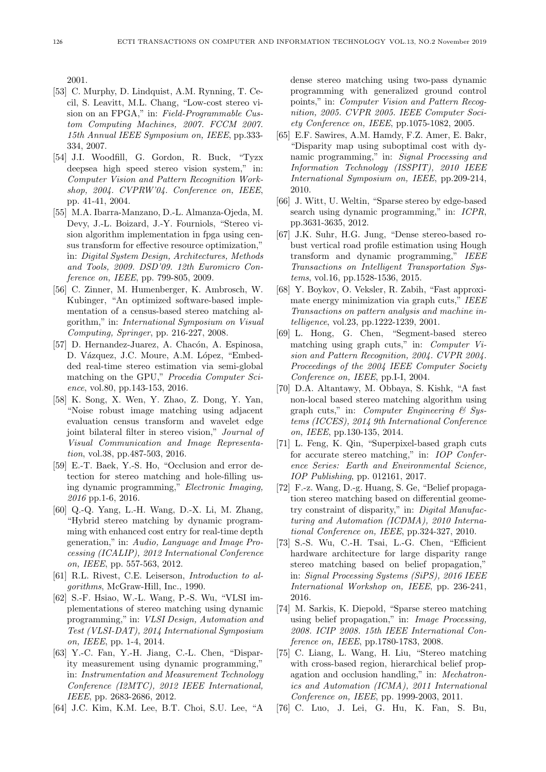2001.

[53] C. Murphy, D. Lindquist, A.M. Rynning, T. Cecil, S. Leavitt, M.L. Chang, "Low-cost stereo vision on an FPGA," in: *Field-Programmable Custom Computing Machines, 2007. FCCM 2007. 15th Annual IEEE Symposium on, IEEE*, pp.333-334, 2007.

[54] J.I. Woodfill, G. Gordon, R. Buck, "Tyzx deepsea high speed stereo vision system," in: *Computer Vision and Pattern Recognition Workshop, 2004. CVPRW'04. Conference on, IEEE*, pp. 41-41, 2004.

[55] M.A. Ibarra-Manzano, D.-L. Almanza-Ojeda, M. Devy, J.-L. Boizard, J.-Y. Fourniols, "Stereo vision algorithm implementation in fpga using census transform for effective resource optimization," in: *Digital System Design, Architectures, Methods and Tools, 2009. DSD'09. 12th Euromicro Conference on, IEEE*, pp. 799-805, 2009.

[56] C. Zinner, M. Humenberger, K. Ambrosch, W. Kubinger, "An optimized software-based implementation of a census-based stereo matching algorithm," in: *International Symposium on Visual Computing, Springer*, pp. 216-227, 2008.

[57] D. Hernandez-Juarez, A. Chacón, A. Espinosa, D. Vázquez, J.C. Moure, A.M. López, "Embedded real-time stereo estimation via semi-global matching on the GPU," *Procedia Computer Science*, vol.80, pp.143-153, 2016.

[58] K. Song, X. Wen, Y. Zhao, Z. Dong, Y. Yan, "Noise robust image matching using adjacent evaluation census transform and wavelet edge joint bilateral filter in stereo vision," *Journal of Visual Communication and Image Representation*, vol.38, pp.487-503, 2016.

[59] E.-T. Baek, Y.-S. Ho, "Occlusion and error detection for stereo matching and hole-filling using dynamic programming," *Electronic Imaging, 2016* pp.1-6, 2016.

[60] Q.-Q. Yang, L.-H. Wang, D.-X. Li, M. Zhang, "Hybrid stereo matching by dynamic programming with enhanced cost entry for real-time depth generation," in: *Audio, Language and Image Processing (ICALIP), 2012 International Conference on, IEEE*, pp. 557-563, 2012.

[61] R.L. Rivest, C.E. Leiserson, *Introduction to algorithms*, McGraw-Hill, Inc., 1990.

[62] S.-F. Hsiao, W.-L. Wang, P.-S. Wu, "VLSI implementations of stereo matching using dynamic programming," in: *VLSI Design, Automation and Test (VLSI-DAT), 2014 International Symposium on, IEEE*, pp. 1-4, 2014.

[63] Y.-C. Fan, Y.-H. Jiang, C.-L. Chen, "Disparity measurement using dynamic programming," in: *Instrumentation and Measurement Technology Conference (I2MTC), 2012 IEEE International, IEEE*, pp. 2683-2686, 2012.

[64] J.C. Kim, K.M. Lee, B.T. Choi, S.U. Lee, "A dense stereo matching using two-pass dynamic programming with generalized ground control points," in: *Computer Vision and Pattern Recognition, 2005. CVPR 2005. IEEE Computer Society Conference on, IEEE*, pp.1075-1082, 2005.

[65] E.F. Sawires, A.M. Hamdy, F.Z. Amer, E. Bakr, "Disparity map using suboptimal cost with dynamic programming," in: *Signal Processing and Information Technology (ISSPIT), 2010 IEEE International Symposium on, IEEE*, pp.209-214, 2010.

[66] J. Witt, U. Weltin, "Sparse stereo by edge-based search using dynamic programming," in: *ICPR*, pp.3631-3635, 2012.

[67] J.K. Suhr, H.G. Jung, "Dense stereo-based robust vertical road profile estimation using Hough transform and dynamic programming," *IEEE Transactions on Intelligent Transportation Systems*, vol.16, pp.1528-1536, 2015.

[68] Y. Boykov, O. Veksler, R. Zabih, "Fast approximate energy minimization via graph cuts," *IEEE Transactions on pattern analysis and machine intelligence*, vol.23, pp.1222-1239, 2001.

[69] L. Hong, G. Chen, "Segment-based stereo matching using graph cuts," in: *Computer Vision and Pattern Recognition, 2004. CVPR 2004. Proceedings of the 2004 IEEE Computer Society Conference on, IEEE*, pp.I-I, 2004.

[70] D.A. Altantawy, M. Obbaya, S. Kishk, "A fast non-local based stereo matching algorithm using graph cuts," in: *Computer Engineering & Systems (ICCES), 2014 9th International Conference on, IEEE*, pp.130-135, 2014.

[71] L. Feng, K. Qin, "Superpixel-based graph cuts for accurate stereo matching," in: *IOP Conference Series: Earth and Environmental Science, IOP Publishing*, pp. 012161, 2017.

[72] F.-z. Wang, D.-g. Huang, S. Ge, "Belief propagation stereo matching based on differential geometry constraint of disparity," in: *Digital Manufacturing and Automation (ICDMA), 2010 International Conference on, IEEE*, pp.324-327, 2010.

[73] S.-S. Wu, C.-H. Tsai, L.-G. Chen, "Efficient hardware architecture for large disparity range stereo matching based on belief propagation," in: *Signal Processing Systems (SiPS), 2016 IEEE International Workshop on, IEEE*, pp. 236-241, 2016.

[74] M. Sarkis, K. Diepold, "Sparse stereo matching using belief propagation," in: *Image Processing, 2008. ICIP 2008. 15th IEEE International Conference on, IEEE*, pp.1780-1783, 2008.

[75] C. Liang, L. Wang, H. Liu, "Stereo matching with cross-based region, hierarchical belief propagation and occlusion handling," in: *Mechatronics and Automation (ICMA), 2011 International Conference on, IEEE*, pp. 1999-2003, 2011.

[76] C. Luo, J. Lei, G. Hu, K. Fan, S. Bu,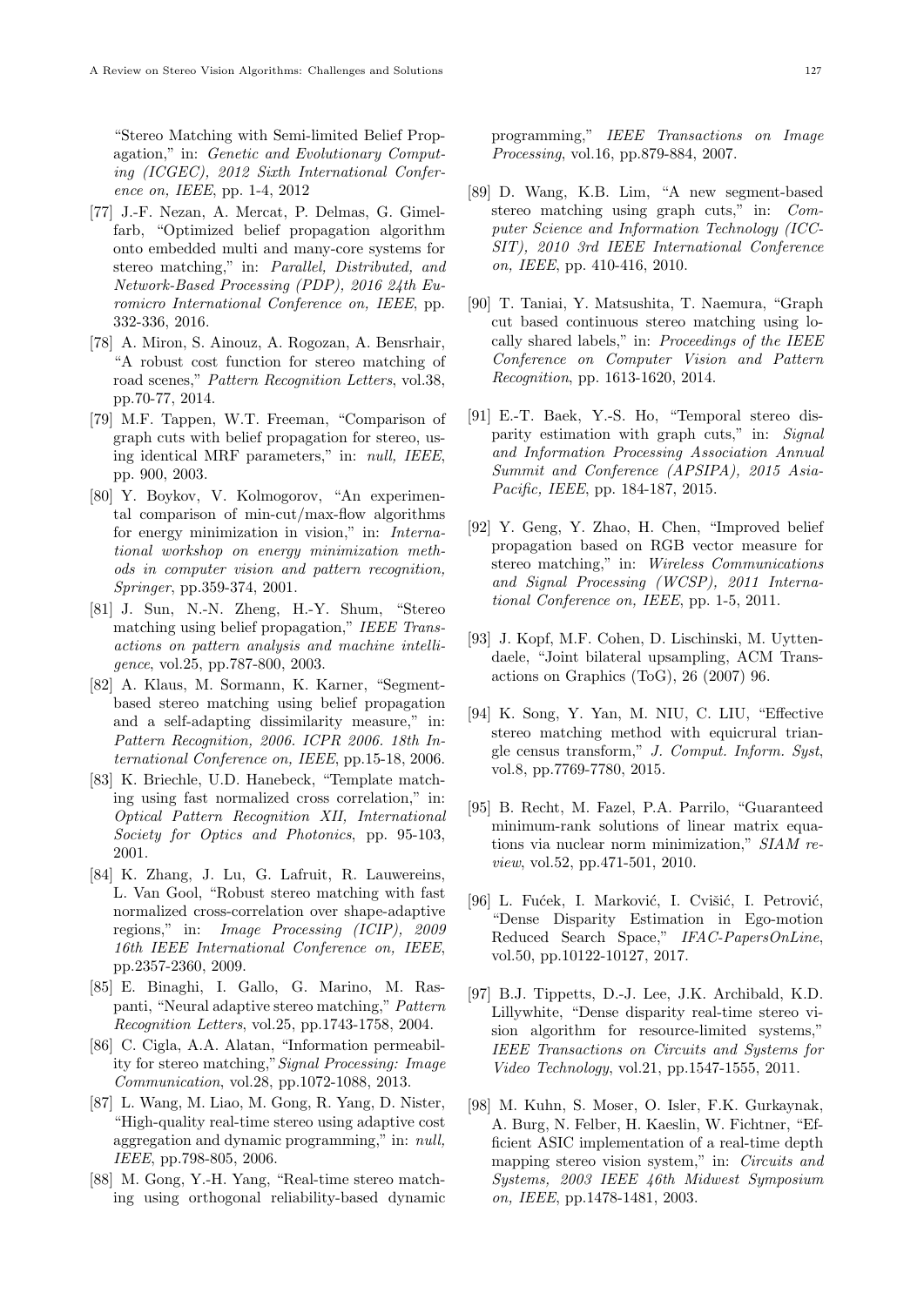"Stereo Matching with Semi-limited Belief Propagation," in: *Genetic and Evolutionary Computing (ICGEC), 2012 Sixth International Conference on, IEEE*, pp. 1-4, 2012

[77] J.-F. Nezan, A. Mercat, P. Delmas, G. Gimelfarb, "Optimized belief propagation algorithm onto embedded multi and many-core systems for stereo matching," in: *Parallel, Distributed, and Network-Based Processing (PDP), 2016 24th Euromicro International Conference on, IEEE*, pp. 332-336, 2016.

[78] A. Miron, S. Ainouz, A. Rogozan, A. Bensrhair, "A robust cost function for stereo matching of road scenes," *Pattern Recognition Letters*, vol.38, pp.70-77, 2014.

[79] M.F. Tappen, W.T. Freeman, "Comparison of graph cuts with belief propagation for stereo, using identical MRF parameters," in: *null, IEEE*, pp. 900, 2003.

[80] Y. Boykov, V. Kolmogorov, "An experimental comparison of min-cut/max-flow algorithms for energy minimization in vision," in: *International workshop on energy minimization methods in computer vision and pattern recognition, Springer*, pp.359-374, 2001.

[81] J. Sun, N.-N. Zheng, H.-Y. Shum, "Stereo matching using belief propagation," *IEEE Transactions on pattern analysis and machine intelligence*, vol.25, pp.787-800, 2003.

[82] A. Klaus, M. Sormann, K. Karner, "Segment-based stereo matching using belief propagation and a self-adapting dissimilarity measure," in: *Pattern Recognition, 2006. ICPR 2006. 18th International Conference on, IEEE*, pp.15-18, 2006.

[83] K. Briechle, U.D. Hanebeck, "Template matching using fast normalized cross correlation," in: *Optical Pattern Recognition XII, International Society for Optics and Photonics*, pp. 95-103, 2001.

[84] K. Zhang, J. Lu, G. Lafruit, R. Lauwereins, L. Van Gool, "Robust stereo matching with fast normalized cross-correlation over shape-adaptive regions," in: *Image Processing (ICIP), 2009 16th IEEE International Conference on, IEEE*, pp.2357-2360, 2009.

[85] E. Binaghi, I. Gallo, G. Marino, M. Raspanti, "Neural adaptive stereo matching," *Pattern Recognition Letters*, vol.25, pp.1743-1758, 2004.

[86] C. Cigla, A.A. Alatan, "Information permeability for stereo matching," *Signal Processing: Image Communication*, vol.28, pp.1072-1088, 2013.

[87] L. Wang, M. Liao, M. Gong, R. Yang, D. Nister, "High-quality real-time stereo using adaptive cost aggregation and dynamic programming," in: *null, IEEE*, pp.798-805, 2006.

[88] M. Gong, Y.-H. Yang, "Real-time stereo matching using orthogonal reliability-based dynamic programming," *IEEE Transactions on Image Processing*, vol.16, pp.879-884, 2007.

[89] D. Wang, K.B. Lim, "A new segment-based stereo matching using graph cuts," in: *Computer Science and Information Technology (ICCSIT), 2010 3rd IEEE International Conference on, IEEE*, pp. 410-416, 2010.

[90] T. Taniai, Y. Matsushita, T. Naemura, "Graph cut based continuous stereo matching using locally shared labels," in: *Proceedings of the IEEE Conference on Computer Vision and Pattern Recognition*, pp. 1613-1620, 2014.

[91] E.-T. Baek, Y.-S. Ho, "Temporal stereo disparity estimation with graph cuts," in: *Signal and Information Processing Association Annual Summit and Conference (APSIPA), 2015 Asia-Pacific, IEEE*, pp. 184-187, 2015.

[92] Y. Geng, Y. Zhao, H. Chen, "Improved belief propagation based on RGB vector measure for stereo matching," in: *Wireless Communications and Signal Processing (WCSP), 2011 International Conference on, IEEE*, pp. 1-5, 2011.

[93] J. Kopf, M.F. Cohen, D. Lischinski, M. Uyttendaele, "Joint bilateral upsampling, ACM Transactions on Graphics (ToG), 26 (2007) 96.

[94] K. Song, Y. Yan, M. NIU, C. LIU, "Effective stereo matching method with equicrural triangle census transform," *J. Comput. Inform. Syst*, vol.8, pp.7769-7780, 2015.

[95] B. Recht, M. Fazel, P.A. Parrilo, "Guaranteed minimum-rank solutions of linear matrix equations via nuclear norm minimization," *SIAM review*, vol.52, pp.471-501, 2010.

[96] L. Fućek, I. Marković, I. Cvišić, I. Petrović, "Dense Disparity Estimation in Ego-motion Reduced Search Space," *IFAC-PapersOnLine*, vol.50, pp.10122-10127, 2017.

[97] B.J. Tippetts, D.-J. Lee, J.K. Archibald, K.D. Lillywhite, "Dense disparity real-time stereo vision algorithm for resource-limited systems," *IEEE Transactions on Circuits and Systems for Video Technology*, vol.21, pp.1547-1555, 2011.

[98] M. Kuhn, S. Moser, O. Isler, F.K. Gurkaynak, A. Burg, N. Felber, H. Kaeslin, W. Fichtner, "Efficient ASIC implementation of a real-time depth mapping stereo vision system," in: *Circuits and Systems, 2003 IEEE 46th Midwest Symposium on, IEEE*, pp.1478-1481, 2003.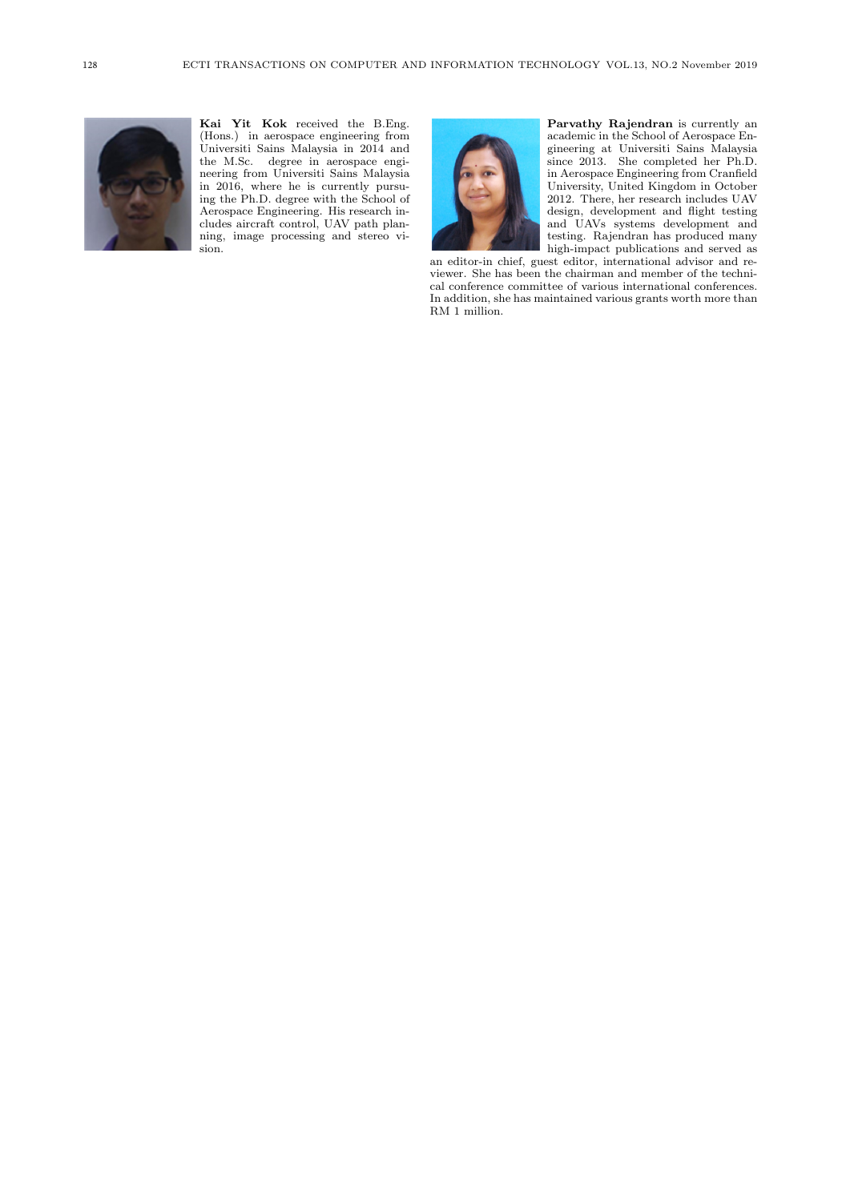**Kai Yit Kok** received the B.Eng. (Hons.) in aerospace engineering from Universiti Sains Malaysia in 2014 and the M.Sc. degree in aerospace engineering from Universiti Sains Malaysia in 2016, where he is currently pursuing the Ph.D. degree with the School of Aerospace Engineering. His research includes aircraft control, UAV path planning, image processing and stereo vision.

**Parvathy Rajendran** is currently an academic in the School of Aerospace Engineering at Universiti Sains Malaysia since 2013. She completed her Ph.D. in Aerospace Engineering from Cranfield University, United Kingdom in October 2012. There, her research includes UAV design, development and flight testing and UAVs systems development and testing. Rajendran has produced many high-impact publications and served as an editor-in chief, guest editor, international advisor and reviewer. She has been the chairman and member of the technical conference committee of various international conferences. In addition, she has maintained various grants worth more than RM 1 million.